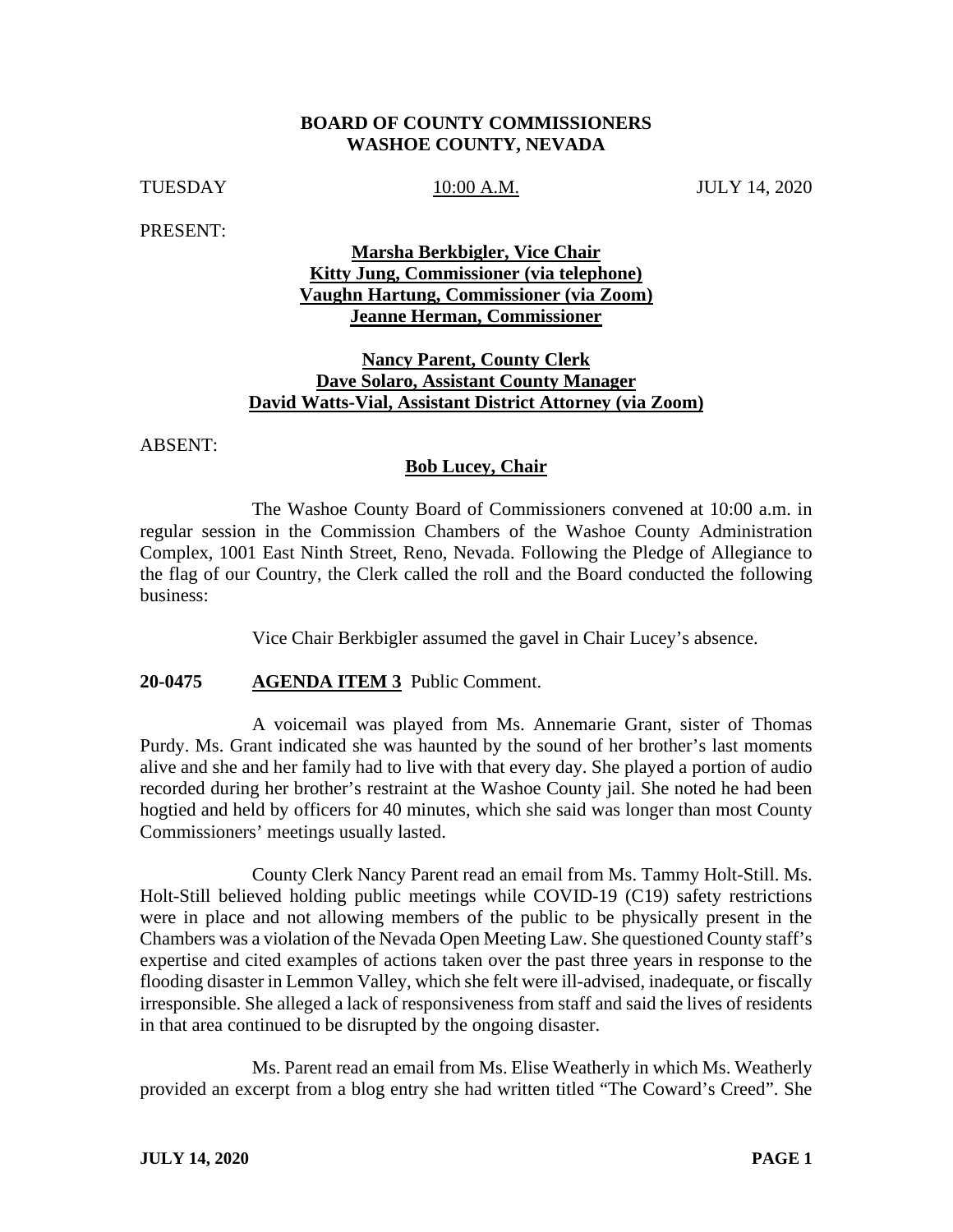**BOARD OF COUNTY COMMISSIONERS**
**WASHOE COUNTY, NEVADA**

TUESDAY 10:00 A.M. JULY 14, 2020

PRESENT:

**Marsha Berkbigler, Vice Chair**
**Kitty Jung, Commissioner (via telephone)**
**Vaughn Hartung, Commissioner (via Zoom)**
**Jeanne Herman, Commissioner**

**Nancy Parent, County Clerk**
**Dave Solaro, Assistant County Manager**
**David Watts-Vial, Assistant District Attorney (via Zoom)**

ABSENT:

**Bob Lucey, Chair**

The Washoe County Board of Commissioners convened at 10:00 a.m. in regular session in the Commission Chambers of the Washoe County Administration Complex, 1001 East Ninth Street, Reno, Nevada. Following the Pledge of Allegiance to the flag of our Country, the Clerk called the roll and the Board conducted the following business:

Vice Chair Berkbigler assumed the gavel in Chair Lucey's absence.

**20-0475 AGENDA ITEM 3** Public Comment.

A voicemail was played from Ms. Annemarie Grant, sister of Thomas Purdy. Ms. Grant indicated she was haunted by the sound of her brother's last moments alive and she and her family had to live with that every day. She played a portion of audio recorded during her brother's restraint at the Washoe County jail. She noted he had been hogtied and held by officers for 40 minutes, which she said was longer than most County Commissioners' meetings usually lasted.

County Clerk Nancy Parent read an email from Ms. Tammy Holt-Still. Ms. Holt-Still believed holding public meetings while COVID-19 (C19) safety restrictions were in place and not allowing members of the public to be physically present in the Chambers was a violation of the Nevada Open Meeting Law. She questioned County staff's expertise and cited examples of actions taken over the past three years in response to the flooding disaster in Lemmon Valley, which she felt were ill-advised, inadequate, or fiscally irresponsible. She alleged a lack of responsiveness from staff and said the lives of residents in that area continued to be disrupted by the ongoing disaster.

Ms. Parent read an email from Ms. Elise Weatherly in which Ms. Weatherly provided an excerpt from a blog entry she had written titled "The Coward's Creed". She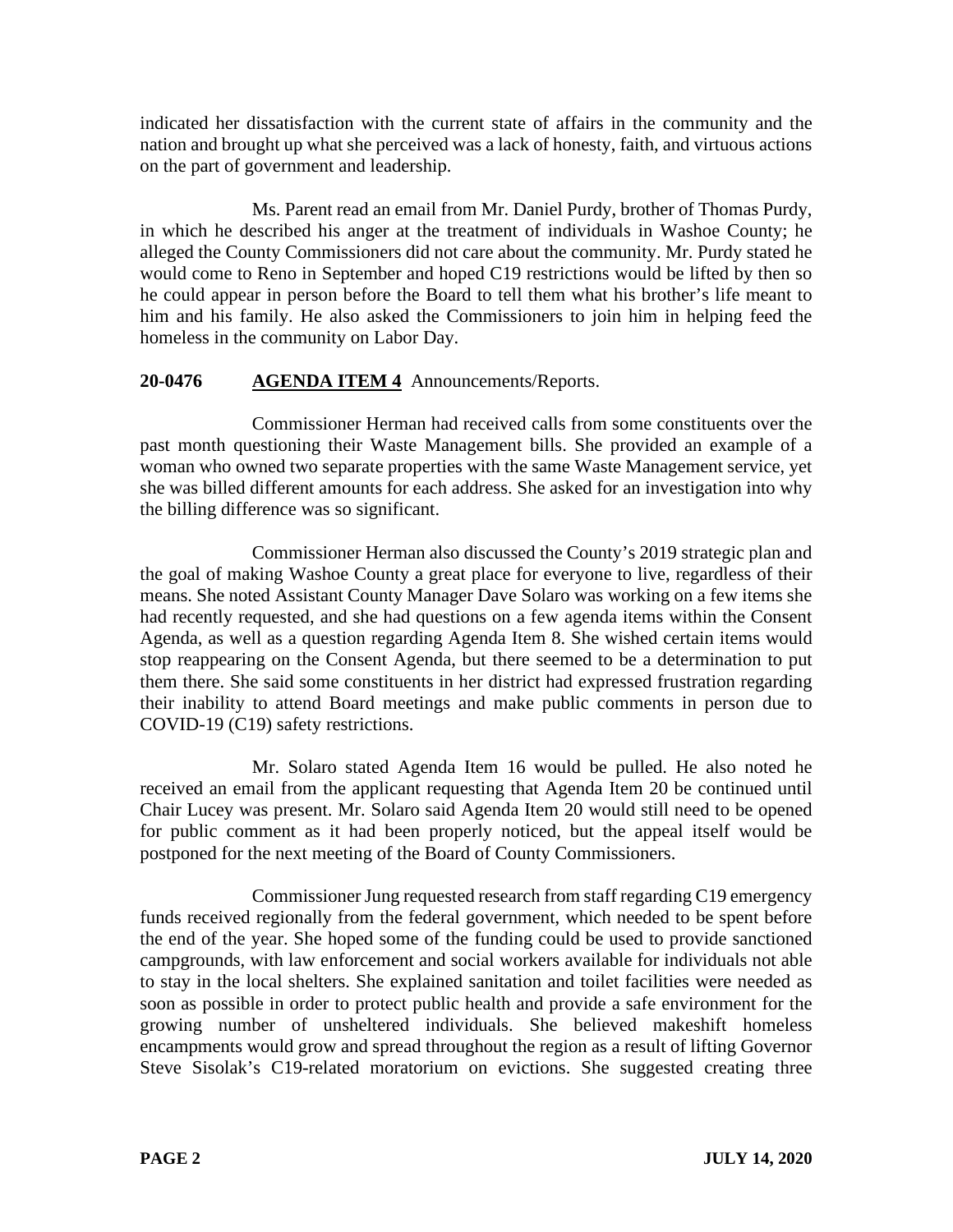indicated her dissatisfaction with the current state of affairs in the community and the nation and brought up what she perceived was a lack of honesty, faith, and virtuous actions on the part of government and leadership.

Ms. Parent read an email from Mr. Daniel Purdy, brother of Thomas Purdy, in which he described his anger at the treatment of individuals in Washoe County; he alleged the County Commissioners did not care about the community. Mr. Purdy stated he would come to Reno in September and hoped C19 restrictions would be lifted by then so he could appear in person before the Board to tell them what his brother's life meant to him and his family. He also asked the Commissioners to join him in helping feed the homeless in the community on Labor Day.

**20-0476** **AGENDA ITEM 4** Announcements/Reports.

Commissioner Herman had received calls from some constituents over the past month questioning their Waste Management bills. She provided an example of a woman who owned two separate properties with the same Waste Management service, yet she was billed different amounts for each address. She asked for an investigation into why the billing difference was so significant.

Commissioner Herman also discussed the County's 2019 strategic plan and the goal of making Washoe County a great place for everyone to live, regardless of their means. She noted Assistant County Manager Dave Solaro was working on a few items she had recently requested, and she had questions on a few agenda items within the Consent Agenda, as well as a question regarding Agenda Item 8. She wished certain items would stop reappearing on the Consent Agenda, but there seemed to be a determination to put them there. She said some constituents in her district had expressed frustration regarding their inability to attend Board meetings and make public comments in person due to COVID-19 (C19) safety restrictions.

Mr. Solaro stated Agenda Item 16 would be pulled. He also noted he received an email from the applicant requesting that Agenda Item 20 be continued until Chair Lucey was present. Mr. Solaro said Agenda Item 20 would still need to be opened for public comment as it had been properly noticed, but the appeal itself would be postponed for the next meeting of the Board of County Commissioners.

Commissioner Jung requested research from staff regarding C19 emergency funds received regionally from the federal government, which needed to be spent before the end of the year. She hoped some of the funding could be used to provide sanctioned campgrounds, with law enforcement and social workers available for individuals not able to stay in the local shelters. She explained sanitation and toilet facilities were needed as soon as possible in order to protect public health and provide a safe environment for the growing number of unsheltered individuals. She believed makeshift homeless encampments would grow and spread throughout the region as a result of lifting Governor Steve Sisolak's C19-related moratorium on evictions. She suggested creating three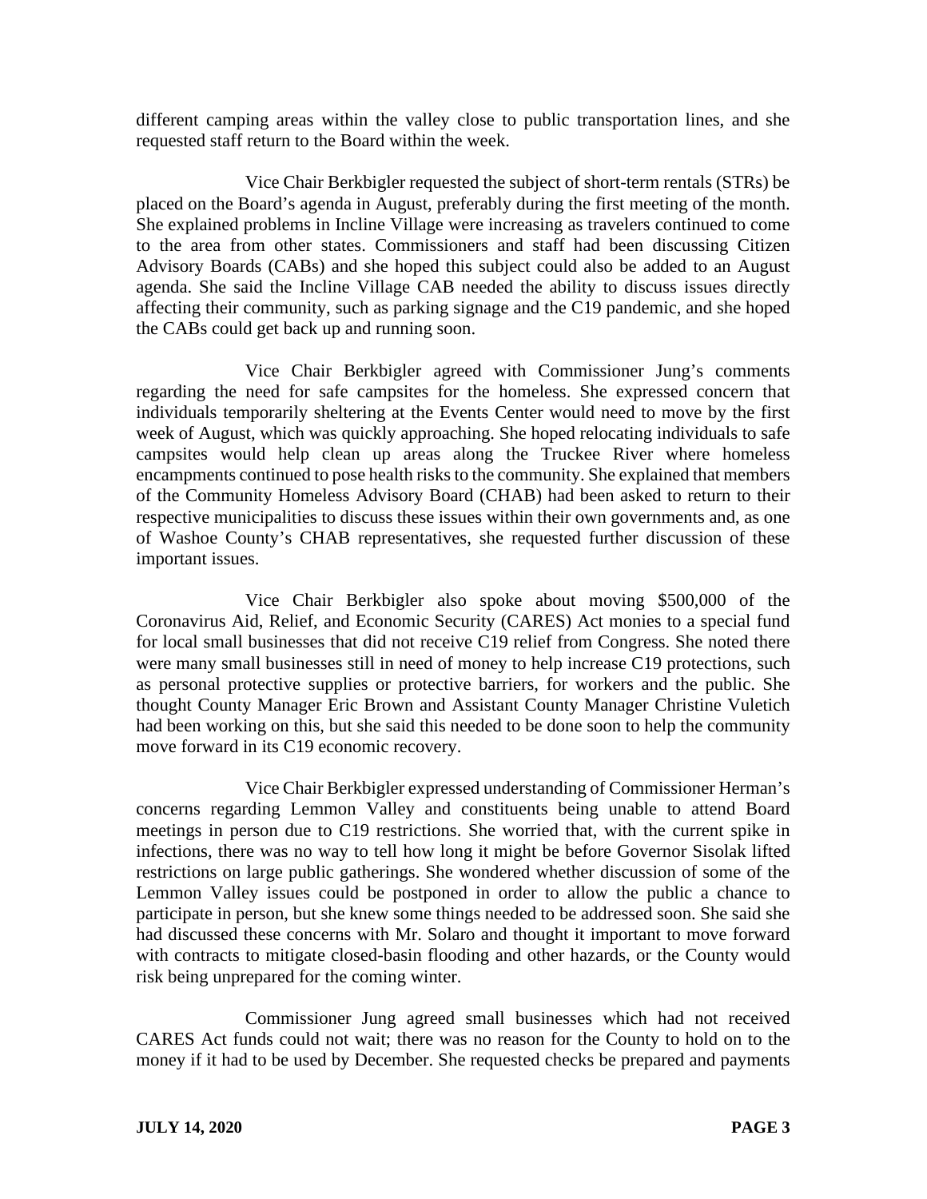different camping areas within the valley close to public transportation lines, and she requested staff return to the Board within the week.

Vice Chair Berkbigler requested the subject of short-term rentals (STRs) be placed on the Board's agenda in August, preferably during the first meeting of the month. She explained problems in Incline Village were increasing as travelers continued to come to the area from other states. Commissioners and staff had been discussing Citizen Advisory Boards (CABs) and she hoped this subject could also be added to an August agenda. She said the Incline Village CAB needed the ability to discuss issues directly affecting their community, such as parking signage and the C19 pandemic, and she hoped the CABs could get back up and running soon.

Vice Chair Berkbigler agreed with Commissioner Jung's comments regarding the need for safe campsites for the homeless. She expressed concern that individuals temporarily sheltering at the Events Center would need to move by the first week of August, which was quickly approaching. She hoped relocating individuals to safe campsites would help clean up areas along the Truckee River where homeless encampments continued to pose health risks to the community. She explained that members of the Community Homeless Advisory Board (CHAB) had been asked to return to their respective municipalities to discuss these issues within their own governments and, as one of Washoe County's CHAB representatives, she requested further discussion of these important issues.

Vice Chair Berkbigler also spoke about moving $500,000 of the Coronavirus Aid, Relief, and Economic Security (CARES) Act monies to a special fund for local small businesses that did not receive C19 relief from Congress. She noted there were many small businesses still in need of money to help increase C19 protections, such as personal protective supplies or protective barriers, for workers and the public. She thought County Manager Eric Brown and Assistant County Manager Christine Vuletich had been working on this, but she said this needed to be done soon to help the community move forward in its C19 economic recovery.

Vice Chair Berkbigler expressed understanding of Commissioner Herman's concerns regarding Lemmon Valley and constituents being unable to attend Board meetings in person due to C19 restrictions. She worried that, with the current spike in infections, there was no way to tell how long it might be before Governor Sisolak lifted restrictions on large public gatherings. She wondered whether discussion of some of the Lemmon Valley issues could be postponed in order to allow the public a chance to participate in person, but she knew some things needed to be addressed soon. She said she had discussed these concerns with Mr. Solaro and thought it important to move forward with contracts to mitigate closed-basin flooding and other hazards, or the County would risk being unprepared for the coming winter.

Commissioner Jung agreed small businesses which had not received CARES Act funds could not wait; there was no reason for the County to hold on to the money if it had to be used by December. She requested checks be prepared and payments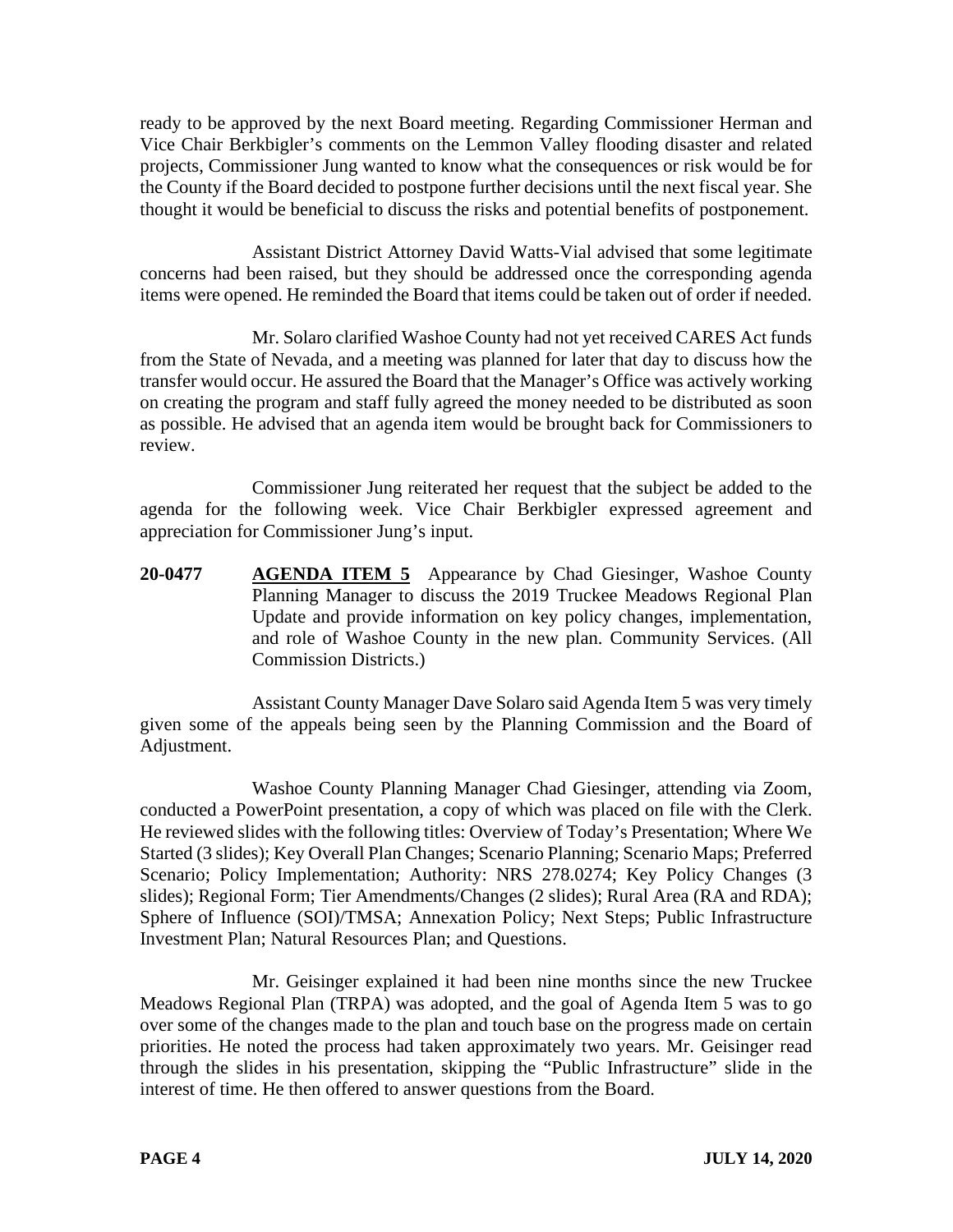ready to be approved by the next Board meeting. Regarding Commissioner Herman and Vice Chair Berkbigler's comments on the Lemmon Valley flooding disaster and related projects, Commissioner Jung wanted to know what the consequences or risk would be for the County if the Board decided to postpone further decisions until the next fiscal year. She thought it would be beneficial to discuss the risks and potential benefits of postponement.

Assistant District Attorney David Watts-Vial advised that some legitimate concerns had been raised, but they should be addressed once the corresponding agenda items were opened. He reminded the Board that items could be taken out of order if needed.

Mr. Solaro clarified Washoe County had not yet received CARES Act funds from the State of Nevada, and a meeting was planned for later that day to discuss how the transfer would occur. He assured the Board that the Manager's Office was actively working on creating the program and staff fully agreed the money needed to be distributed as soon as possible. He advised that an agenda item would be brought back for Commissioners to review.

Commissioner Jung reiterated her request that the subject be added to the agenda for the following week. Vice Chair Berkbigler expressed agreement and appreciation for Commissioner Jung's input.

**20-0477** **AGENDA ITEM 5** Appearance by Chad Giesinger, Washoe County Planning Manager to discuss the 2019 Truckee Meadows Regional Plan Update and provide information on key policy changes, implementation, and role of Washoe County in the new plan. Community Services. (All Commission Districts.)

Assistant County Manager Dave Solaro said Agenda Item 5 was very timely given some of the appeals being seen by the Planning Commission and the Board of Adjustment.

Washoe County Planning Manager Chad Giesinger, attending via Zoom, conducted a PowerPoint presentation, a copy of which was placed on file with the Clerk. He reviewed slides with the following titles: Overview of Today's Presentation; Where We Started (3 slides); Key Overall Plan Changes; Scenario Planning; Scenario Maps; Preferred Scenario; Policy Implementation; Authority: NRS 278.0274; Key Policy Changes (3 slides); Regional Form; Tier Amendments/Changes (2 slides); Rural Area (RA and RDA); Sphere of Influence (SOI)/TMSA; Annexation Policy; Next Steps; Public Infrastructure Investment Plan; Natural Resources Plan; and Questions.

Mr. Geisinger explained it had been nine months since the new Truckee Meadows Regional Plan (TRPA) was adopted, and the goal of Agenda Item 5 was to go over some of the changes made to the plan and touch base on the progress made on certain priorities. He noted the process had taken approximately two years. Mr. Geisinger read through the slides in his presentation, skipping the "Public Infrastructure" slide in the interest of time. He then offered to answer questions from the Board.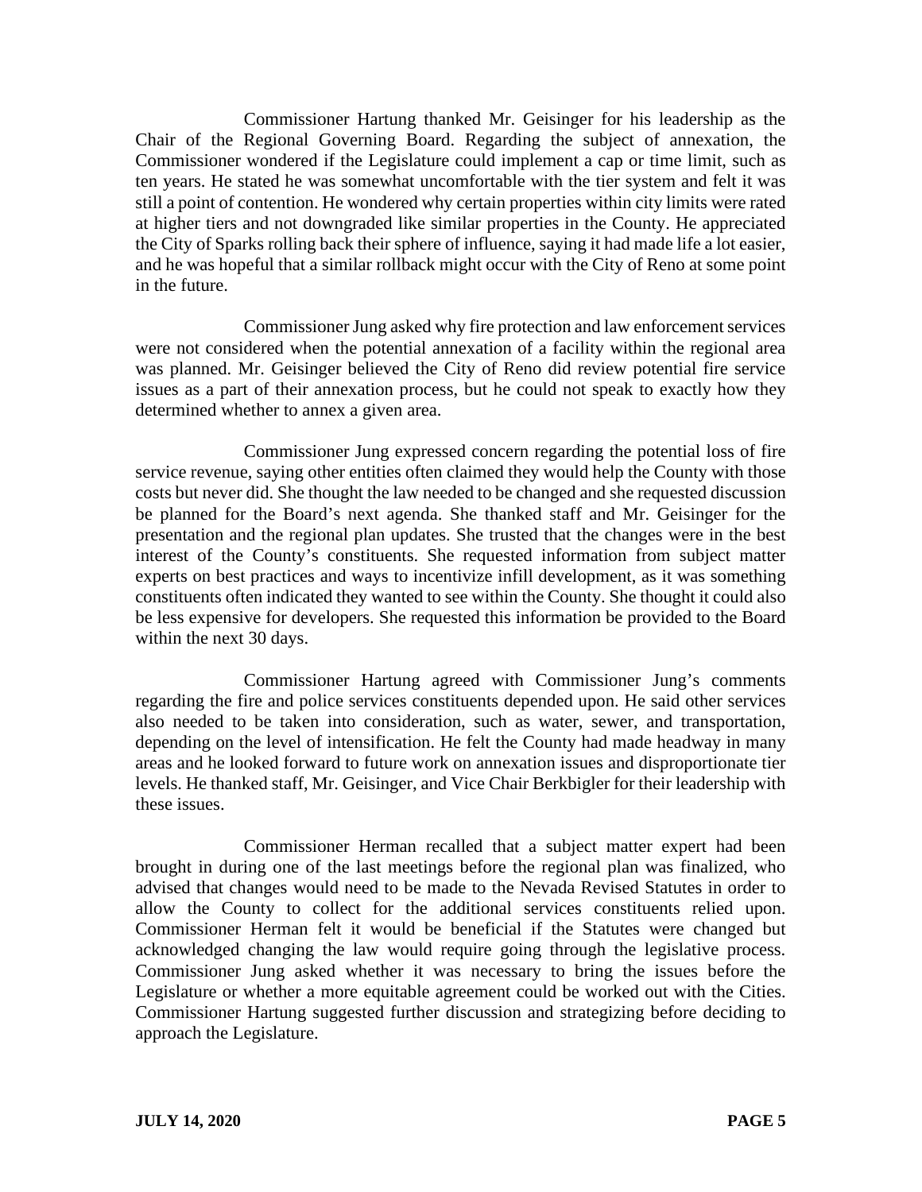Commissioner Hartung thanked Mr. Geisinger for his leadership as the Chair of the Regional Governing Board. Regarding the subject of annexation, the Commissioner wondered if the Legislature could implement a cap or time limit, such as ten years. He stated he was somewhat uncomfortable with the tier system and felt it was still a point of contention. He wondered why certain properties within city limits were rated at higher tiers and not downgraded like similar properties in the County. He appreciated the City of Sparks rolling back their sphere of influence, saying it had made life a lot easier, and he was hopeful that a similar rollback might occur with the City of Reno at some point in the future.

Commissioner Jung asked why fire protection and law enforcement services were not considered when the potential annexation of a facility within the regional area was planned. Mr. Geisinger believed the City of Reno did review potential fire service issues as a part of their annexation process, but he could not speak to exactly how they determined whether to annex a given area.

Commissioner Jung expressed concern regarding the potential loss of fire service revenue, saying other entities often claimed they would help the County with those costs but never did. She thought the law needed to be changed and she requested discussion be planned for the Board's next agenda. She thanked staff and Mr. Geisinger for the presentation and the regional plan updates. She trusted that the changes were in the best interest of the County's constituents. She requested information from subject matter experts on best practices and ways to incentivize infill development, as it was something constituents often indicated they wanted to see within the County. She thought it could also be less expensive for developers. She requested this information be provided to the Board within the next 30 days.

Commissioner Hartung agreed with Commissioner Jung's comments regarding the fire and police services constituents depended upon. He said other services also needed to be taken into consideration, such as water, sewer, and transportation, depending on the level of intensification. He felt the County had made headway in many areas and he looked forward to future work on annexation issues and disproportionate tier levels. He thanked staff, Mr. Geisinger, and Vice Chair Berkbigler for their leadership with these issues.

Commissioner Herman recalled that a subject matter expert had been brought in during one of the last meetings before the regional plan was finalized, who advised that changes would need to be made to the Nevada Revised Statutes in order to allow the County to collect for the additional services constituents relied upon. Commissioner Herman felt it would be beneficial if the Statutes were changed but acknowledged changing the law would require going through the legislative process. Commissioner Jung asked whether it was necessary to bring the issues before the Legislature or whether a more equitable agreement could be worked out with the Cities. Commissioner Hartung suggested further discussion and strategizing before deciding to approach the Legislature.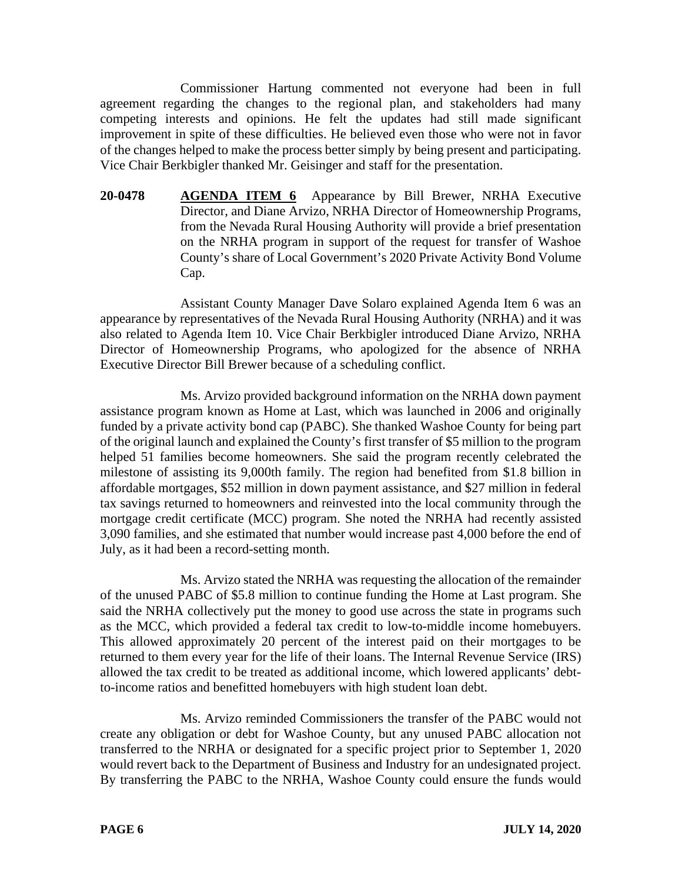Commissioner Hartung commented not everyone had been in full agreement regarding the changes to the regional plan, and stakeholders had many competing interests and opinions. He felt the updates had still made significant improvement in spite of these difficulties. He believed even those who were not in favor of the changes helped to make the process better simply by being present and participating. Vice Chair Berkbigler thanked Mr. Geisinger and staff for the presentation.

**20-0478** **AGENDA ITEM 6** Appearance by Bill Brewer, NRHA Executive Director, and Diane Arvizo, NRHA Director of Homeownership Programs, from the Nevada Rural Housing Authority will provide a brief presentation on the NRHA program in support of the request for transfer of Washoe County's share of Local Government's 2020 Private Activity Bond Volume Cap.

Assistant County Manager Dave Solaro explained Agenda Item 6 was an appearance by representatives of the Nevada Rural Housing Authority (NRHA) and it was also related to Agenda Item 10. Vice Chair Berkbigler introduced Diane Arvizo, NRHA Director of Homeownership Programs, who apologized for the absence of NRHA Executive Director Bill Brewer because of a scheduling conflict.

Ms. Arvizo provided background information on the NRHA down payment assistance program known as Home at Last, which was launched in 2006 and originally funded by a private activity bond cap (PABC). She thanked Washoe County for being part of the original launch and explained the County's first transfer of $5 million to the program helped 51 families become homeowners. She said the program recently celebrated the milestone of assisting its 9,000th family. The region had benefited from $1.8 billion in affordable mortgages, $52 million in down payment assistance, and $27 million in federal tax savings returned to homeowners and reinvested into the local community through the mortgage credit certificate (MCC) program. She noted the NRHA had recently assisted 3,090 families, and she estimated that number would increase past 4,000 before the end of July, as it had been a record-setting month.

Ms. Arvizo stated the NRHA was requesting the allocation of the remainder of the unused PABC of $5.8 million to continue funding the Home at Last program. She said the NRHA collectively put the money to good use across the state in programs such as the MCC, which provided a federal tax credit to low-to-middle income homebuyers. This allowed approximately 20 percent of the interest paid on their mortgages to be returned to them every year for the life of their loans. The Internal Revenue Service (IRS) allowed the tax credit to be treated as additional income, which lowered applicants' debt-to-income ratios and benefitted homebuyers with high student loan debt.

Ms. Arvizo reminded Commissioners the transfer of the PABC would not create any obligation or debt for Washoe County, but any unused PABC allocation not transferred to the NRHA or designated for a specific project prior to September 1, 2020 would revert back to the Department of Business and Industry for an undesignated project. By transferring the PABC to the NRHA, Washoe County could ensure the funds would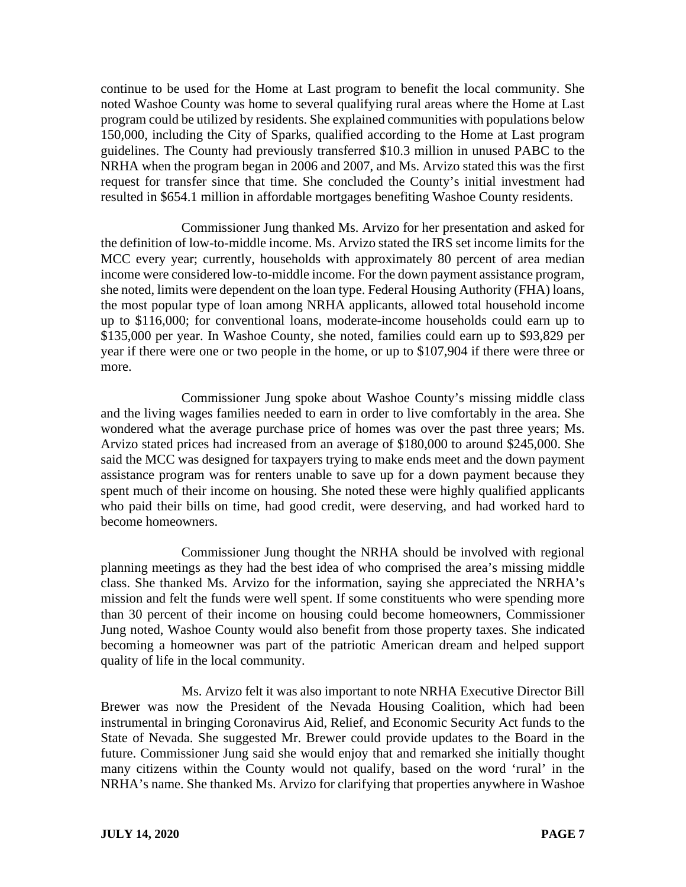continue to be used for the Home at Last program to benefit the local community. She noted Washoe County was home to several qualifying rural areas where the Home at Last program could be utilized by residents. She explained communities with populations below 150,000, including the City of Sparks, qualified according to the Home at Last program guidelines. The County had previously transferred $10.3 million in unused PABC to the NRHA when the program began in 2006 and 2007, and Ms. Arvizo stated this was the first request for transfer since that time. She concluded the County's initial investment had resulted in $654.1 million in affordable mortgages benefiting Washoe County residents.

Commissioner Jung thanked Ms. Arvizo for her presentation and asked for the definition of low-to-middle income. Ms. Arvizo stated the IRS set income limits for the MCC every year; currently, households with approximately 80 percent of area median income were considered low-to-middle income. For the down payment assistance program, she noted, limits were dependent on the loan type. Federal Housing Authority (FHA) loans, the most popular type of loan among NRHA applicants, allowed total household income up to $116,000; for conventional loans, moderate-income households could earn up to $135,000 per year. In Washoe County, she noted, families could earn up to $93,829 per year if there were one or two people in the home, or up to $107,904 if there were three or more.

Commissioner Jung spoke about Washoe County's missing middle class and the living wages families needed to earn in order to live comfortably in the area. She wondered what the average purchase price of homes was over the past three years; Ms. Arvizo stated prices had increased from an average of $180,000 to around $245,000. She said the MCC was designed for taxpayers trying to make ends meet and the down payment assistance program was for renters unable to save up for a down payment because they spent much of their income on housing. She noted these were highly qualified applicants who paid their bills on time, had good credit, were deserving, and had worked hard to become homeowners.

Commissioner Jung thought the NRHA should be involved with regional planning meetings as they had the best idea of who comprised the area's missing middle class. She thanked Ms. Arvizo for the information, saying she appreciated the NRHA's mission and felt the funds were well spent. If some constituents who were spending more than 30 percent of their income on housing could become homeowners, Commissioner Jung noted, Washoe County would also benefit from those property taxes. She indicated becoming a homeowner was part of the patriotic American dream and helped support quality of life in the local community.

Ms. Arvizo felt it was also important to note NRHA Executive Director Bill Brewer was now the President of the Nevada Housing Coalition, which had been instrumental in bringing Coronavirus Aid, Relief, and Economic Security Act funds to the State of Nevada. She suggested Mr. Brewer could provide updates to the Board in the future. Commissioner Jung said she would enjoy that and remarked she initially thought many citizens within the County would not qualify, based on the word 'rural' in the NRHA's name. She thanked Ms. Arvizo for clarifying that properties anywhere in Washoe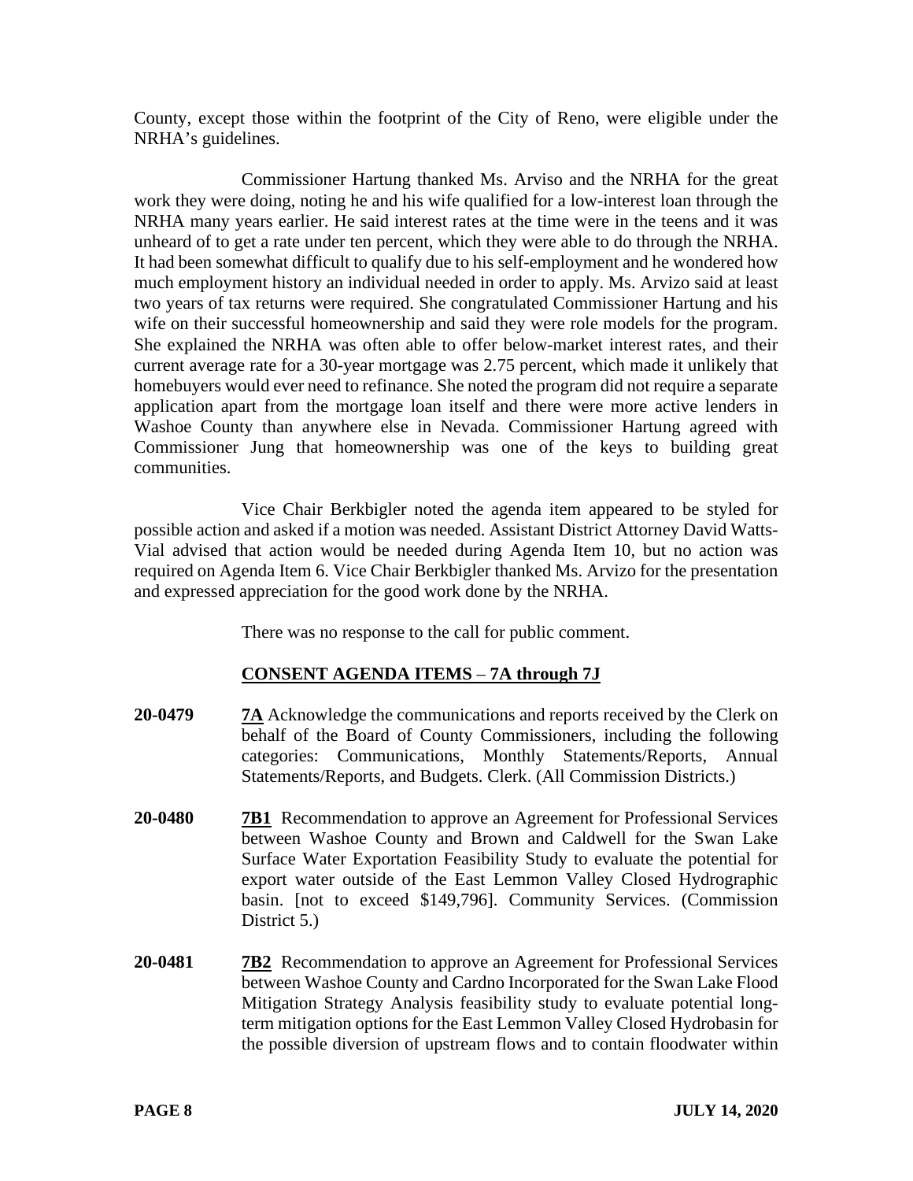County, except those within the footprint of the City of Reno, were eligible under the NRHA's guidelines.

Commissioner Hartung thanked Ms. Arviso and the NRHA for the great work they were doing, noting he and his wife qualified for a low-interest loan through the NRHA many years earlier. He said interest rates at the time were in the teens and it was unheard of to get a rate under ten percent, which they were able to do through the NRHA. It had been somewhat difficult to qualify due to his self-employment and he wondered how much employment history an individual needed in order to apply. Ms. Arvizo said at least two years of tax returns were required. She congratulated Commissioner Hartung and his wife on their successful homeownership and said they were role models for the program. She explained the NRHA was often able to offer below-market interest rates, and their current average rate for a 30-year mortgage was 2.75 percent, which made it unlikely that homebuyers would ever need to refinance. She noted the program did not require a separate application apart from the mortgage loan itself and there were more active lenders in Washoe County than anywhere else in Nevada. Commissioner Hartung agreed with Commissioner Jung that homeownership was one of the keys to building great communities.

Vice Chair Berkbigler noted the agenda item appeared to be styled for possible action and asked if a motion was needed. Assistant District Attorney David Watts-Vial advised that action would be needed during Agenda Item 10, but no action was required on Agenda Item 6. Vice Chair Berkbigler thanked Ms. Arvizo for the presentation and expressed appreciation for the good work done by the NRHA.

There was no response to the call for public comment.

## **CONSENT AGENDA ITEMS – 7A through 7J**

**20-0479** **7A** Acknowledge the communications and reports received by the Clerk on behalf of the Board of County Commissioners, including the following categories: Communications, Monthly Statements/Reports, Annual Statements/Reports, and Budgets. Clerk. (All Commission Districts.)

**20-0480** **7B1** Recommendation to approve an Agreement for Professional Services between Washoe County and Brown and Caldwell for the Swan Lake Surface Water Exportation Feasibility Study to evaluate the potential for export water outside of the East Lemmon Valley Closed Hydrographic basin. [not to exceed $149,796]. Community Services. (Commission District 5.)

**20-0481** **7B2** Recommendation to approve an Agreement for Professional Services between Washoe County and Cardno Incorporated for the Swan Lake Flood Mitigation Strategy Analysis feasibility study to evaluate potential long-term mitigation options for the East Lemmon Valley Closed Hydrobasin for the possible diversion of upstream flows and to contain floodwater within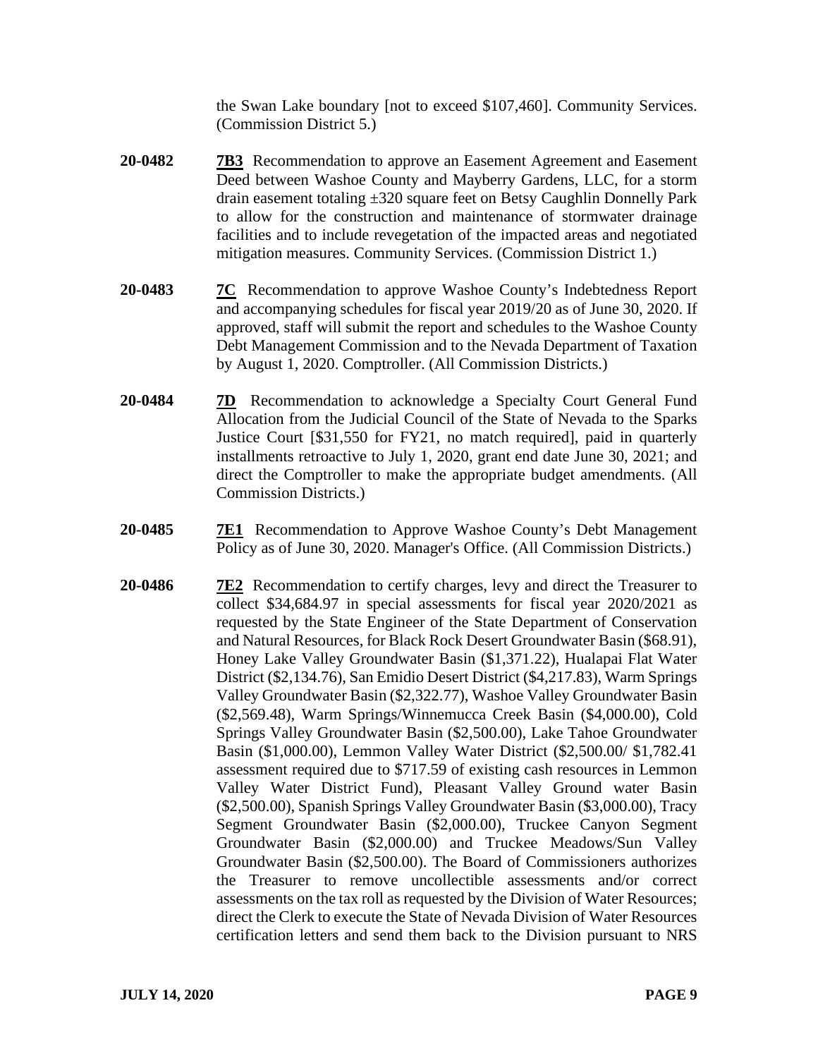the Swan Lake boundary [not to exceed $107,460]. Community Services. (Commission District 5.)

**20-0482** **7B3** Recommendation to approve an Easement Agreement and Easement Deed between Washoe County and Mayberry Gardens, LLC, for a storm drain easement totaling ±320 square feet on Betsy Caughlin Donnelly Park to allow for the construction and maintenance of stormwater drainage facilities and to include revegetation of the impacted areas and negotiated mitigation measures. Community Services. (Commission District 1.)

**20-0483** **7C** Recommendation to approve Washoe County's Indebtedness Report and accompanying schedules for fiscal year 2019/20 as of June 30, 2020. If approved, staff will submit the report and schedules to the Washoe County Debt Management Commission and to the Nevada Department of Taxation by August 1, 2020. Comptroller. (All Commission Districts.)

**20-0484** **7D** Recommendation to acknowledge a Specialty Court General Fund Allocation from the Judicial Council of the State of Nevada to the Sparks Justice Court [$31,550 for FY21, no match required], paid in quarterly installments retroactive to July 1, 2020, grant end date June 30, 2021; and direct the Comptroller to make the appropriate budget amendments. (All Commission Districts.)

**20-0485** **7E1** Recommendation to Approve Washoe County's Debt Management Policy as of June 30, 2020. Manager's Office. (All Commission Districts.)

**20-0486** **7E2** Recommendation to certify charges, levy and direct the Treasurer to collect $34,684.97 in special assessments for fiscal year 2020/2021 as requested by the State Engineer of the State Department of Conservation and Natural Resources, for Black Rock Desert Groundwater Basin ($68.91), Honey Lake Valley Groundwater Basin ($1,371.22), Hualapai Flat Water District ($2,134.76), San Emidio Desert District ($4,217.83), Warm Springs Valley Groundwater Basin ($2,322.77), Washoe Valley Groundwater Basin ($2,569.48), Warm Springs/Winnemucca Creek Basin ($4,000.00), Cold Springs Valley Groundwater Basin ($2,500.00), Lake Tahoe Groundwater Basin ($1,000.00), Lemmon Valley Water District ($2,500.00/ $1,782.41 assessment required due to $717.59 of existing cash resources in Lemmon Valley Water District Fund), Pleasant Valley Ground water Basin ($2,500.00), Spanish Springs Valley Groundwater Basin ($3,000.00), Tracy Segment Groundwater Basin ($2,000.00), Truckee Canyon Segment Groundwater Basin ($2,000.00) and Truckee Meadows/Sun Valley Groundwater Basin ($2,500.00). The Board of Commissioners authorizes the Treasurer to remove uncollectible assessments and/or correct assessments on the tax roll as requested by the Division of Water Resources; direct the Clerk to execute the State of Nevada Division of Water Resources certification letters and send them back to the Division pursuant to NRS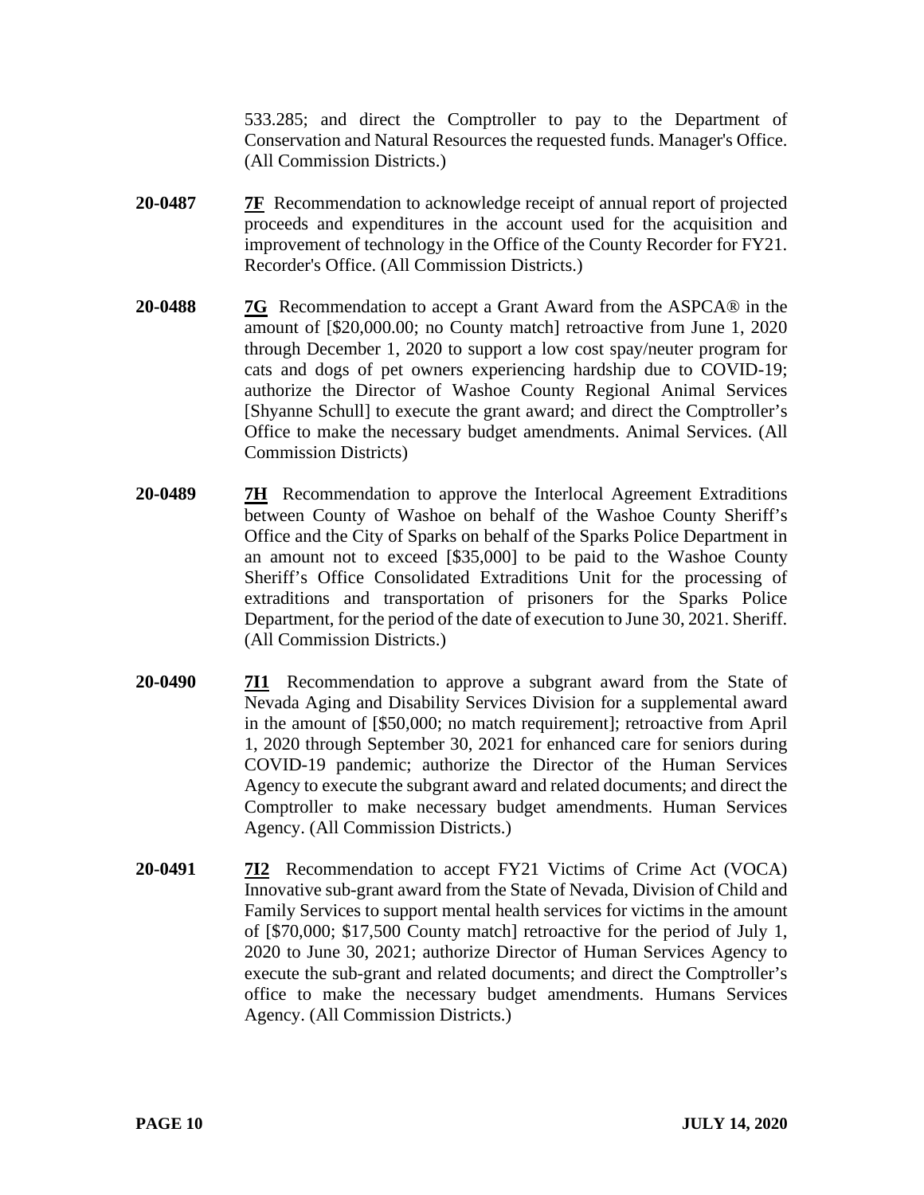533.285; and direct the Comptroller to pay to the Department of Conservation and Natural Resources the requested funds. Manager's Office. (All Commission Districts.)

**20-0487** **7F** Recommendation to acknowledge receipt of annual report of projected proceeds and expenditures in the account used for the acquisition and improvement of technology in the Office of the County Recorder for FY21. Recorder's Office. (All Commission Districts.)

**20-0488** **7G** Recommendation to accept a Grant Award from the ASPCA® in the amount of [$20,000.00; no County match] retroactive from June 1, 2020 through December 1, 2020 to support a low cost spay/neuter program for cats and dogs of pet owners experiencing hardship due to COVID-19; authorize the Director of Washoe County Regional Animal Services [Shyanne Schull] to execute the grant award; and direct the Comptroller's Office to make the necessary budget amendments. Animal Services. (All Commission Districts)

**20-0489** **7H** Recommendation to approve the Interlocal Agreement Extraditions between County of Washoe on behalf of the Washoe County Sheriff's Office and the City of Sparks on behalf of the Sparks Police Department in an amount not to exceed [$35,000] to be paid to the Washoe County Sheriff's Office Consolidated Extraditions Unit for the processing of extraditions and transportation of prisoners for the Sparks Police Department, for the period of the date of execution to June 30, 2021. Sheriff. (All Commission Districts.)

**20-0490** **7I1** Recommendation to approve a subgrant award from the State of Nevada Aging and Disability Services Division for a supplemental award in the amount of [$50,000; no match requirement]; retroactive from April 1, 2020 through September 30, 2021 for enhanced care for seniors during COVID-19 pandemic; authorize the Director of the Human Services Agency to execute the subgrant award and related documents; and direct the Comptroller to make necessary budget amendments. Human Services Agency. (All Commission Districts.)

**20-0491** **7I2** Recommendation to accept FY21 Victims of Crime Act (VOCA) Innovative sub-grant award from the State of Nevada, Division of Child and Family Services to support mental health services for victims in the amount of [$70,000; $17,500 County match] retroactive for the period of July 1, 2020 to June 30, 2021; authorize Director of Human Services Agency to execute the sub-grant and related documents; and direct the Comptroller's office to make the necessary budget amendments. Humans Services Agency. (All Commission Districts.)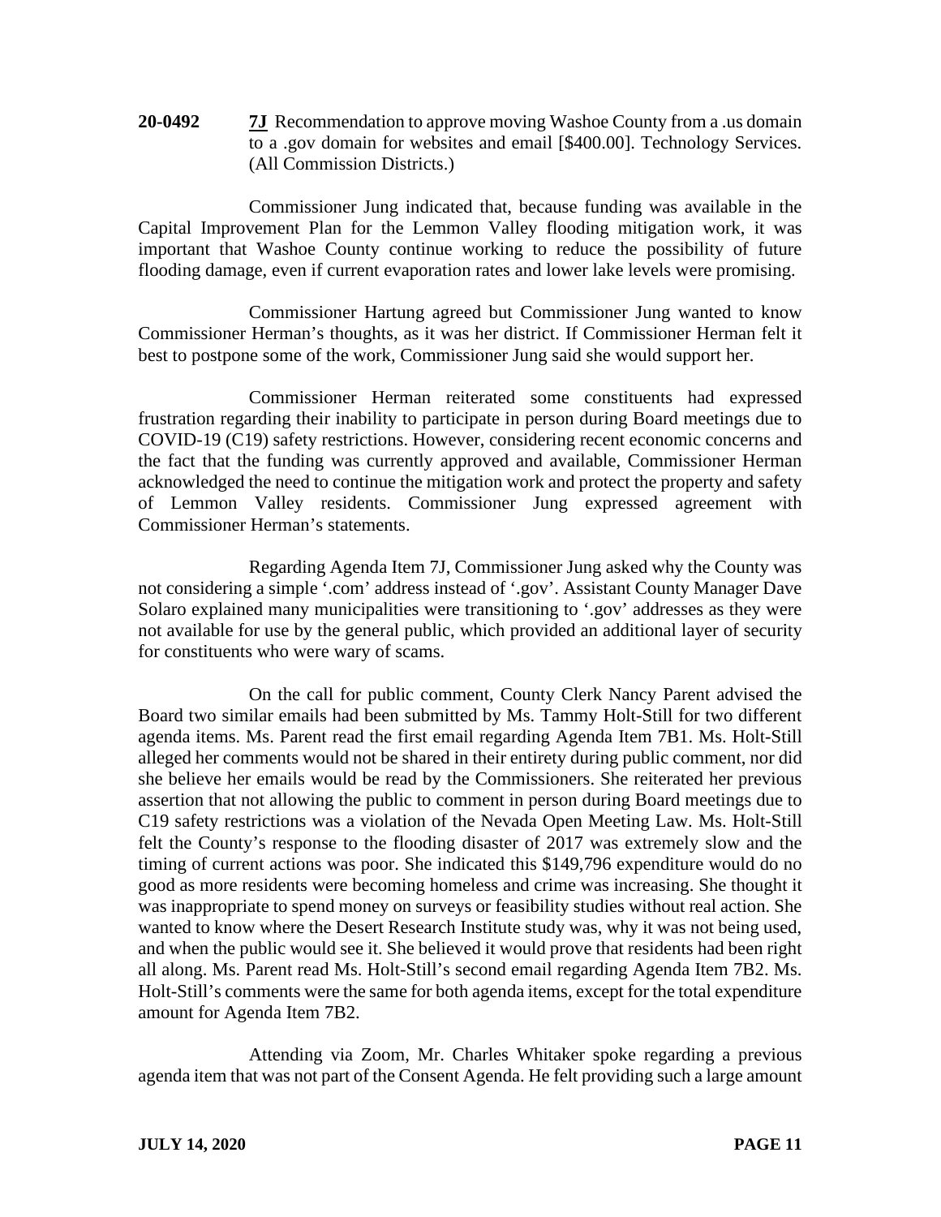**20-0492** **7J** Recommendation to approve moving Washoe County from a .us domain to a .gov domain for websites and email [$400.00]. Technology Services. (All Commission Districts.)

Commissioner Jung indicated that, because funding was available in the Capital Improvement Plan for the Lemmon Valley flooding mitigation work, it was important that Washoe County continue working to reduce the possibility of future flooding damage, even if current evaporation rates and lower lake levels were promising.

Commissioner Hartung agreed but Commissioner Jung wanted to know Commissioner Herman's thoughts, as it was her district. If Commissioner Herman felt it best to postpone some of the work, Commissioner Jung said she would support her.

Commissioner Herman reiterated some constituents had expressed frustration regarding their inability to participate in person during Board meetings due to COVID-19 (C19) safety restrictions. However, considering recent economic concerns and the fact that the funding was currently approved and available, Commissioner Herman acknowledged the need to continue the mitigation work and protect the property and safety of Lemmon Valley residents. Commissioner Jung expressed agreement with Commissioner Herman's statements.

Regarding Agenda Item 7J, Commissioner Jung asked why the County was not considering a simple '.com' address instead of '.gov'. Assistant County Manager Dave Solaro explained many municipalities were transitioning to '.gov' addresses as they were not available for use by the general public, which provided an additional layer of security for constituents who were wary of scams.

On the call for public comment, County Clerk Nancy Parent advised the Board two similar emails had been submitted by Ms. Tammy Holt-Still for two different agenda items. Ms. Parent read the first email regarding Agenda Item 7B1. Ms. Holt-Still alleged her comments would not be shared in their entirety during public comment, nor did she believe her emails would be read by the Commissioners. She reiterated her previous assertion that not allowing the public to comment in person during Board meetings due to C19 safety restrictions was a violation of the Nevada Open Meeting Law. Ms. Holt-Still felt the County's response to the flooding disaster of 2017 was extremely slow and the timing of current actions was poor. She indicated this $149,796 expenditure would do no good as more residents were becoming homeless and crime was increasing. She thought it was inappropriate to spend money on surveys or feasibility studies without real action. She wanted to know where the Desert Research Institute study was, why it was not being used, and when the public would see it. She believed it would prove that residents had been right all along. Ms. Parent read Ms. Holt-Still's second email regarding Agenda Item 7B2. Ms. Holt-Still's comments were the same for both agenda items, except for the total expenditure amount for Agenda Item 7B2.

Attending via Zoom, Mr. Charles Whitaker spoke regarding a previous agenda item that was not part of the Consent Agenda. He felt providing such a large amount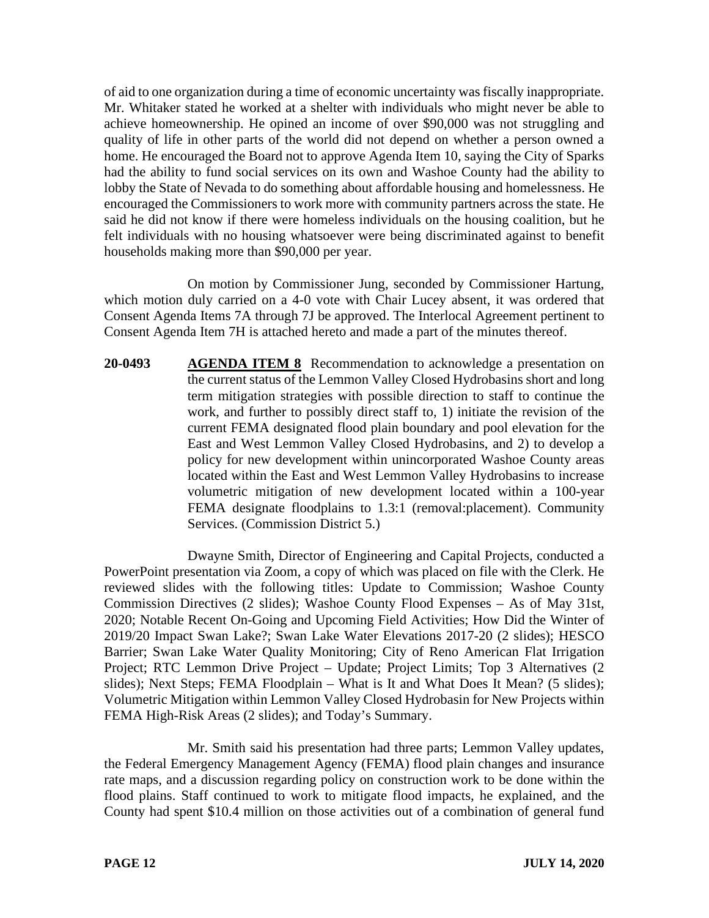of aid to one organization during a time of economic uncertainty was fiscally inappropriate. Mr. Whitaker stated he worked at a shelter with individuals who might never be able to achieve homeownership. He opined an income of over $90,000 was not struggling and quality of life in other parts of the world did not depend on whether a person owned a home. He encouraged the Board not to approve Agenda Item 10, saying the City of Sparks had the ability to fund social services on its own and Washoe County had the ability to lobby the State of Nevada to do something about affordable housing and homelessness. He encouraged the Commissioners to work more with community partners across the state. He said he did not know if there were homeless individuals on the housing coalition, but he felt individuals with no housing whatsoever were being discriminated against to benefit households making more than $90,000 per year.

On motion by Commissioner Jung, seconded by Commissioner Hartung, which motion duly carried on a 4-0 vote with Chair Lucey absent, it was ordered that Consent Agenda Items 7A through 7J be approved. The Interlocal Agreement pertinent to Consent Agenda Item 7H is attached hereto and made a part of the minutes thereof.

**20-0493** **AGENDA ITEM 8** Recommendation to acknowledge a presentation on the current status of the Lemmon Valley Closed Hydrobasins short and long term mitigation strategies with possible direction to staff to continue the work, and further to possibly direct staff to, 1) initiate the revision of the current FEMA designated flood plain boundary and pool elevation for the East and West Lemmon Valley Closed Hydrobasins, and 2) to develop a policy for new development within unincorporated Washoe County areas located within the East and West Lemmon Valley Hydrobasins to increase volumetric mitigation of new development located within a 100-year FEMA designate floodplains to 1.3:1 (removal:placement). Community Services. (Commission District 5.)

Dwayne Smith, Director of Engineering and Capital Projects, conducted a PowerPoint presentation via Zoom, a copy of which was placed on file with the Clerk. He reviewed slides with the following titles: Update to Commission; Washoe County Commission Directives (2 slides); Washoe County Flood Expenses – As of May 31st, 2020; Notable Recent On-Going and Upcoming Field Activities; How Did the Winter of 2019/20 Impact Swan Lake?; Swan Lake Water Elevations 2017-20 (2 slides); HESCO Barrier; Swan Lake Water Quality Monitoring; City of Reno American Flat Irrigation Project; RTC Lemmon Drive Project – Update; Project Limits; Top 3 Alternatives (2 slides); Next Steps; FEMA Floodplain – What is It and What Does It Mean? (5 slides); Volumetric Mitigation within Lemmon Valley Closed Hydrobasin for New Projects within FEMA High-Risk Areas (2 slides); and Today's Summary.

Mr. Smith said his presentation had three parts; Lemmon Valley updates, the Federal Emergency Management Agency (FEMA) flood plain changes and insurance rate maps, and a discussion regarding policy on construction work to be done within the flood plains. Staff continued to work to mitigate flood impacts, he explained, and the County had spent $10.4 million on those activities out of a combination of general fund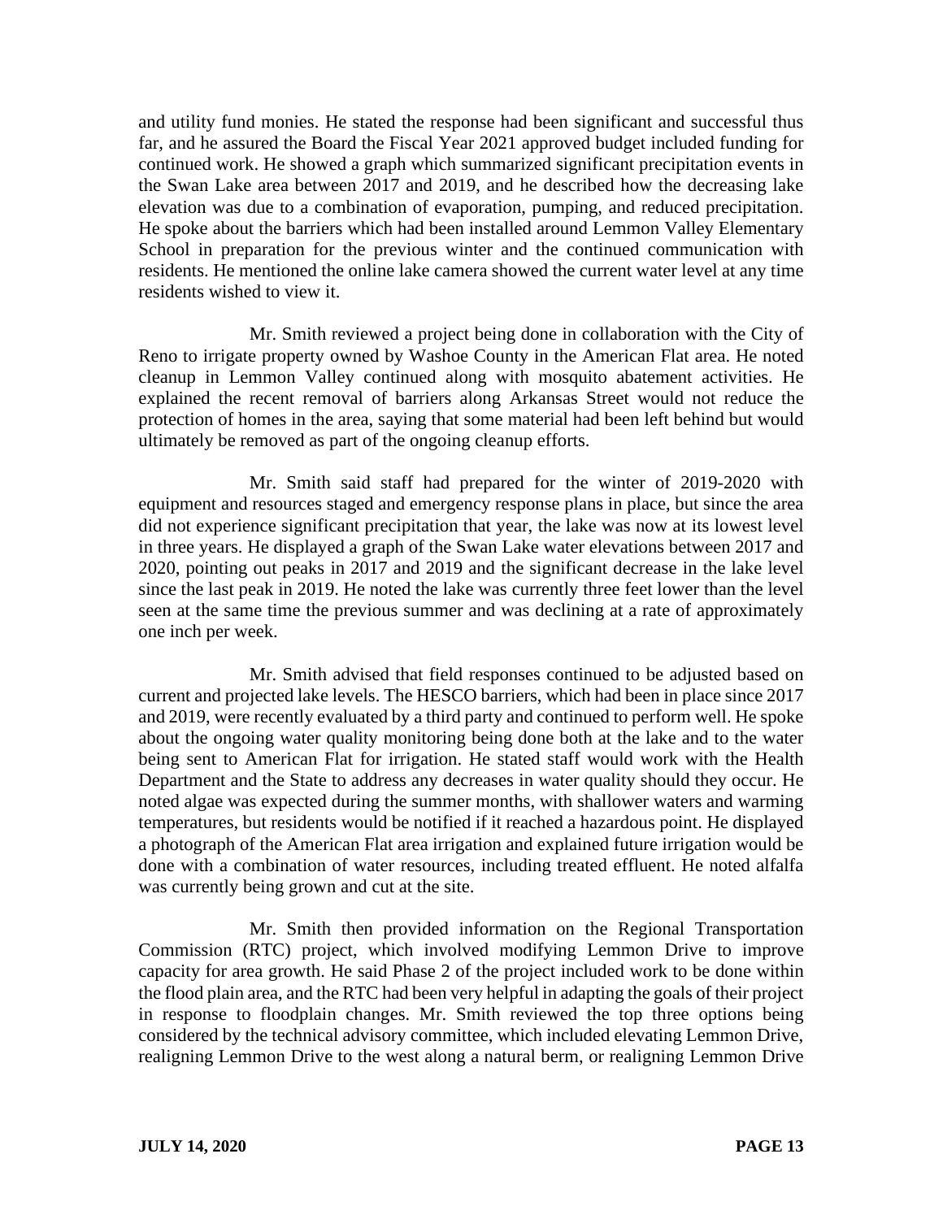and utility fund monies. He stated the response had been significant and successful thus far, and he assured the Board the Fiscal Year 2021 approved budget included funding for continued work. He showed a graph which summarized significant precipitation events in the Swan Lake area between 2017 and 2019, and he described how the decreasing lake elevation was due to a combination of evaporation, pumping, and reduced precipitation. He spoke about the barriers which had been installed around Lemmon Valley Elementary School in preparation for the previous winter and the continued communication with residents. He mentioned the online lake camera showed the current water level at any time residents wished to view it.

Mr. Smith reviewed a project being done in collaboration with the City of Reno to irrigate property owned by Washoe County in the American Flat area. He noted cleanup in Lemmon Valley continued along with mosquito abatement activities. He explained the recent removal of barriers along Arkansas Street would not reduce the protection of homes in the area, saying that some material had been left behind but would ultimately be removed as part of the ongoing cleanup efforts.

Mr. Smith said staff had prepared for the winter of 2019-2020 with equipment and resources staged and emergency response plans in place, but since the area did not experience significant precipitation that year, the lake was now at its lowest level in three years. He displayed a graph of the Swan Lake water elevations between 2017 and 2020, pointing out peaks in 2017 and 2019 and the significant decrease in the lake level since the last peak in 2019. He noted the lake was currently three feet lower than the level seen at the same time the previous summer and was declining at a rate of approximately one inch per week.

Mr. Smith advised that field responses continued to be adjusted based on current and projected lake levels. The HESCO barriers, which had been in place since 2017 and 2019, were recently evaluated by a third party and continued to perform well. He spoke about the ongoing water quality monitoring being done both at the lake and to the water being sent to American Flat for irrigation. He stated staff would work with the Health Department and the State to address any decreases in water quality should they occur. He noted algae was expected during the summer months, with shallower waters and warming temperatures, but residents would be notified if it reached a hazardous point. He displayed a photograph of the American Flat area irrigation and explained future irrigation would be done with a combination of water resources, including treated effluent. He noted alfalfa was currently being grown and cut at the site.

Mr. Smith then provided information on the Regional Transportation Commission (RTC) project, which involved modifying Lemmon Drive to improve capacity for area growth. He said Phase 2 of the project included work to be done within the flood plain area, and the RTC had been very helpful in adapting the goals of their project in response to floodplain changes. Mr. Smith reviewed the top three options being considered by the technical advisory committee, which included elevating Lemmon Drive, realigning Lemmon Drive to the west along a natural berm, or realigning Lemmon Drive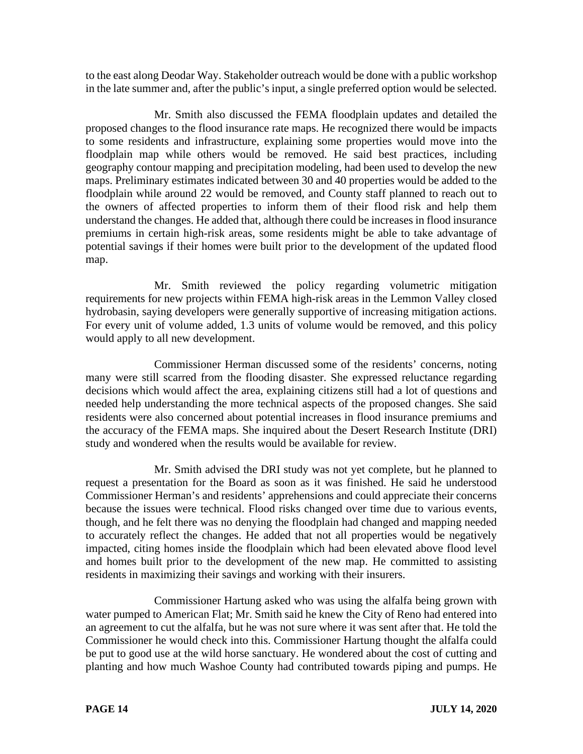to the east along Deodar Way. Stakeholder outreach would be done with a public workshop in the late summer and, after the public's input, a single preferred option would be selected.

Mr. Smith also discussed the FEMA floodplain updates and detailed the proposed changes to the flood insurance rate maps. He recognized there would be impacts to some residents and infrastructure, explaining some properties would move into the floodplain map while others would be removed. He said best practices, including geography contour mapping and precipitation modeling, had been used to develop the new maps. Preliminary estimates indicated between 30 and 40 properties would be added to the floodplain while around 22 would be removed, and County staff planned to reach out to the owners of affected properties to inform them of their flood risk and help them understand the changes. He added that, although there could be increases in flood insurance premiums in certain high-risk areas, some residents might be able to take advantage of potential savings if their homes were built prior to the development of the updated flood map.

Mr. Smith reviewed the policy regarding volumetric mitigation requirements for new projects within FEMA high-risk areas in the Lemmon Valley closed hydrobasin, saying developers were generally supportive of increasing mitigation actions. For every unit of volume added, 1.3 units of volume would be removed, and this policy would apply to all new development.

Commissioner Herman discussed some of the residents' concerns, noting many were still scarred from the flooding disaster. She expressed reluctance regarding decisions which would affect the area, explaining citizens still had a lot of questions and needed help understanding the more technical aspects of the proposed changes. She said residents were also concerned about potential increases in flood insurance premiums and the accuracy of the FEMA maps. She inquired about the Desert Research Institute (DRI) study and wondered when the results would be available for review.

Mr. Smith advised the DRI study was not yet complete, but he planned to request a presentation for the Board as soon as it was finished. He said he understood Commissioner Herman's and residents' apprehensions and could appreciate their concerns because the issues were technical. Flood risks changed over time due to various events, though, and he felt there was no denying the floodplain had changed and mapping needed to accurately reflect the changes. He added that not all properties would be negatively impacted, citing homes inside the floodplain which had been elevated above flood level and homes built prior to the development of the new map. He committed to assisting residents in maximizing their savings and working with their insurers.

Commissioner Hartung asked who was using the alfalfa being grown with water pumped to American Flat; Mr. Smith said he knew the City of Reno had entered into an agreement to cut the alfalfa, but he was not sure where it was sent after that. He told the Commissioner he would check into this. Commissioner Hartung thought the alfalfa could be put to good use at the wild horse sanctuary. He wondered about the cost of cutting and planting and how much Washoe County had contributed towards piping and pumps. He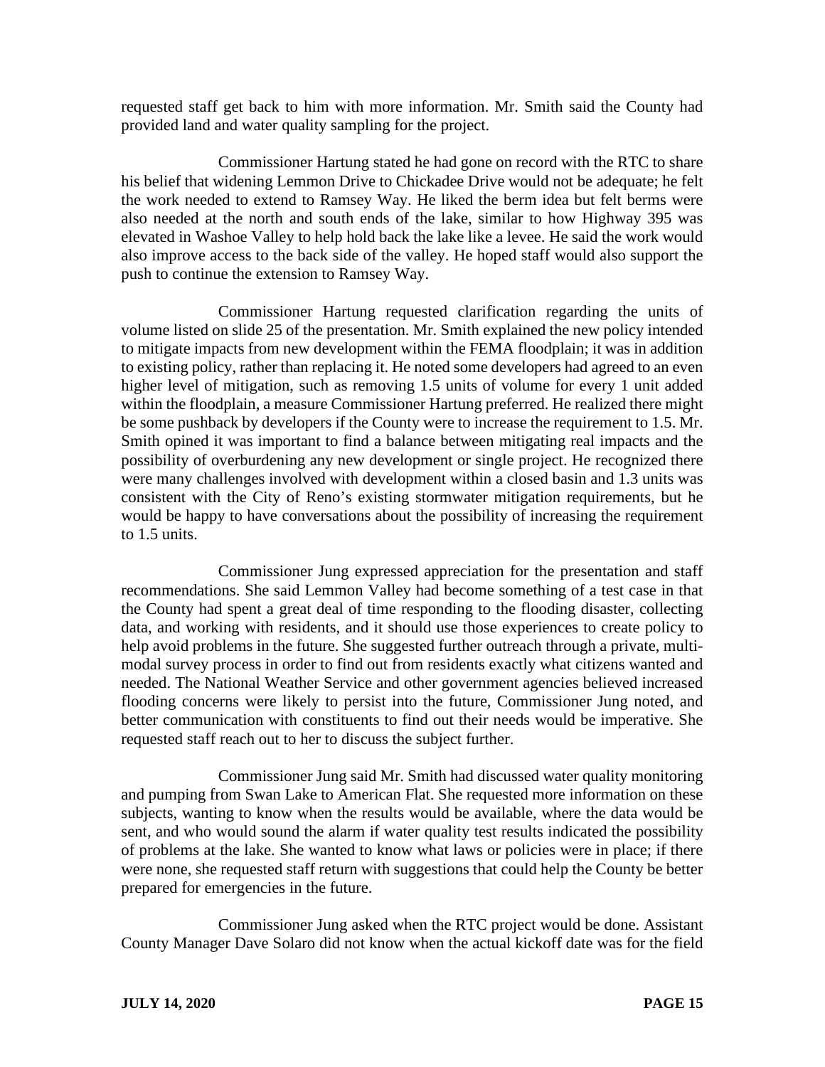requested staff get back to him with more information. Mr. Smith said the County had provided land and water quality sampling for the project.

Commissioner Hartung stated he had gone on record with the RTC to share his belief that widening Lemmon Drive to Chickadee Drive would not be adequate; he felt the work needed to extend to Ramsey Way. He liked the berm idea but felt berms were also needed at the north and south ends of the lake, similar to how Highway 395 was elevated in Washoe Valley to help hold back the lake like a levee. He said the work would also improve access to the back side of the valley. He hoped staff would also support the push to continue the extension to Ramsey Way.

Commissioner Hartung requested clarification regarding the units of volume listed on slide 25 of the presentation. Mr. Smith explained the new policy intended to mitigate impacts from new development within the FEMA floodplain; it was in addition to existing policy, rather than replacing it. He noted some developers had agreed to an even higher level of mitigation, such as removing 1.5 units of volume for every 1 unit added within the floodplain, a measure Commissioner Hartung preferred. He realized there might be some pushback by developers if the County were to increase the requirement to 1.5. Mr. Smith opined it was important to find a balance between mitigating real impacts and the possibility of overburdening any new development or single project. He recognized there were many challenges involved with development within a closed basin and 1.3 units was consistent with the City of Reno's existing stormwater mitigation requirements, but he would be happy to have conversations about the possibility of increasing the requirement to 1.5 units.

Commissioner Jung expressed appreciation for the presentation and staff recommendations. She said Lemmon Valley had become something of a test case in that the County had spent a great deal of time responding to the flooding disaster, collecting data, and working with residents, and it should use those experiences to create policy to help avoid problems in the future. She suggested further outreach through a private, multi-modal survey process in order to find out from residents exactly what citizens wanted and needed. The National Weather Service and other government agencies believed increased flooding concerns were likely to persist into the future, Commissioner Jung noted, and better communication with constituents to find out their needs would be imperative. She requested staff reach out to her to discuss the subject further.

Commissioner Jung said Mr. Smith had discussed water quality monitoring and pumping from Swan Lake to American Flat. She requested more information on these subjects, wanting to know when the results would be available, where the data would be sent, and who would sound the alarm if water quality test results indicated the possibility of problems at the lake. She wanted to know what laws or policies were in place; if there were none, she requested staff return with suggestions that could help the County be better prepared for emergencies in the future.

Commissioner Jung asked when the RTC project would be done. Assistant County Manager Dave Solaro did not know when the actual kickoff date was for the field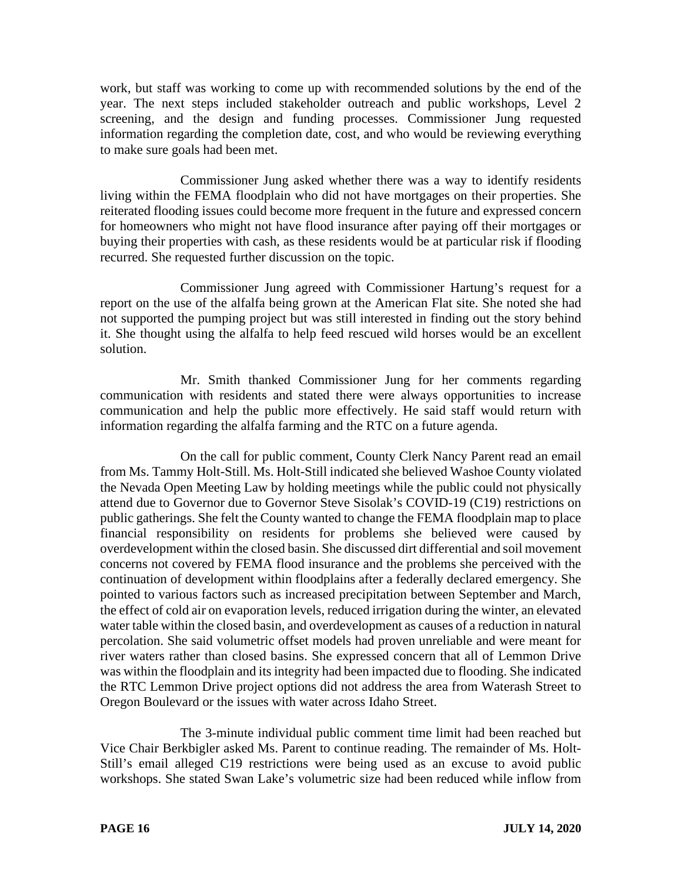work, but staff was working to come up with recommended solutions by the end of the year. The next steps included stakeholder outreach and public workshops, Level 2 screening, and the design and funding processes. Commissioner Jung requested information regarding the completion date, cost, and who would be reviewing everything to make sure goals had been met.

Commissioner Jung asked whether there was a way to identify residents living within the FEMA floodplain who did not have mortgages on their properties. She reiterated flooding issues could become more frequent in the future and expressed concern for homeowners who might not have flood insurance after paying off their mortgages or buying their properties with cash, as these residents would be at particular risk if flooding recurred. She requested further discussion on the topic.

Commissioner Jung agreed with Commissioner Hartung's request for a report on the use of the alfalfa being grown at the American Flat site. She noted she had not supported the pumping project but was still interested in finding out the story behind it. She thought using the alfalfa to help feed rescued wild horses would be an excellent solution.

Mr. Smith thanked Commissioner Jung for her comments regarding communication with residents and stated there were always opportunities to increase communication and help the public more effectively. He said staff would return with information regarding the alfalfa farming and the RTC on a future agenda.

On the call for public comment, County Clerk Nancy Parent read an email from Ms. Tammy Holt-Still. Ms. Holt-Still indicated she believed Washoe County violated the Nevada Open Meeting Law by holding meetings while the public could not physically attend due to Governor due to Governor Steve Sisolak's COVID-19 (C19) restrictions on public gatherings. She felt the County wanted to change the FEMA floodplain map to place financial responsibility on residents for problems she believed were caused by overdevelopment within the closed basin. She discussed dirt differential and soil movement concerns not covered by FEMA flood insurance and the problems she perceived with the continuation of development within floodplains after a federally declared emergency. She pointed to various factors such as increased precipitation between September and March, the effect of cold air on evaporation levels, reduced irrigation during the winter, an elevated water table within the closed basin, and overdevelopment as causes of a reduction in natural percolation. She said volumetric offset models had proven unreliable and were meant for river waters rather than closed basins. She expressed concern that all of Lemmon Drive was within the floodplain and its integrity had been impacted due to flooding. She indicated the RTC Lemmon Drive project options did not address the area from Waterash Street to Oregon Boulevard or the issues with water across Idaho Street.

The 3-minute individual public comment time limit had been reached but Vice Chair Berkbigler asked Ms. Parent to continue reading. The remainder of Ms. Holt-Still's email alleged C19 restrictions were being used as an excuse to avoid public workshops. She stated Swan Lake's volumetric size had been reduced while inflow from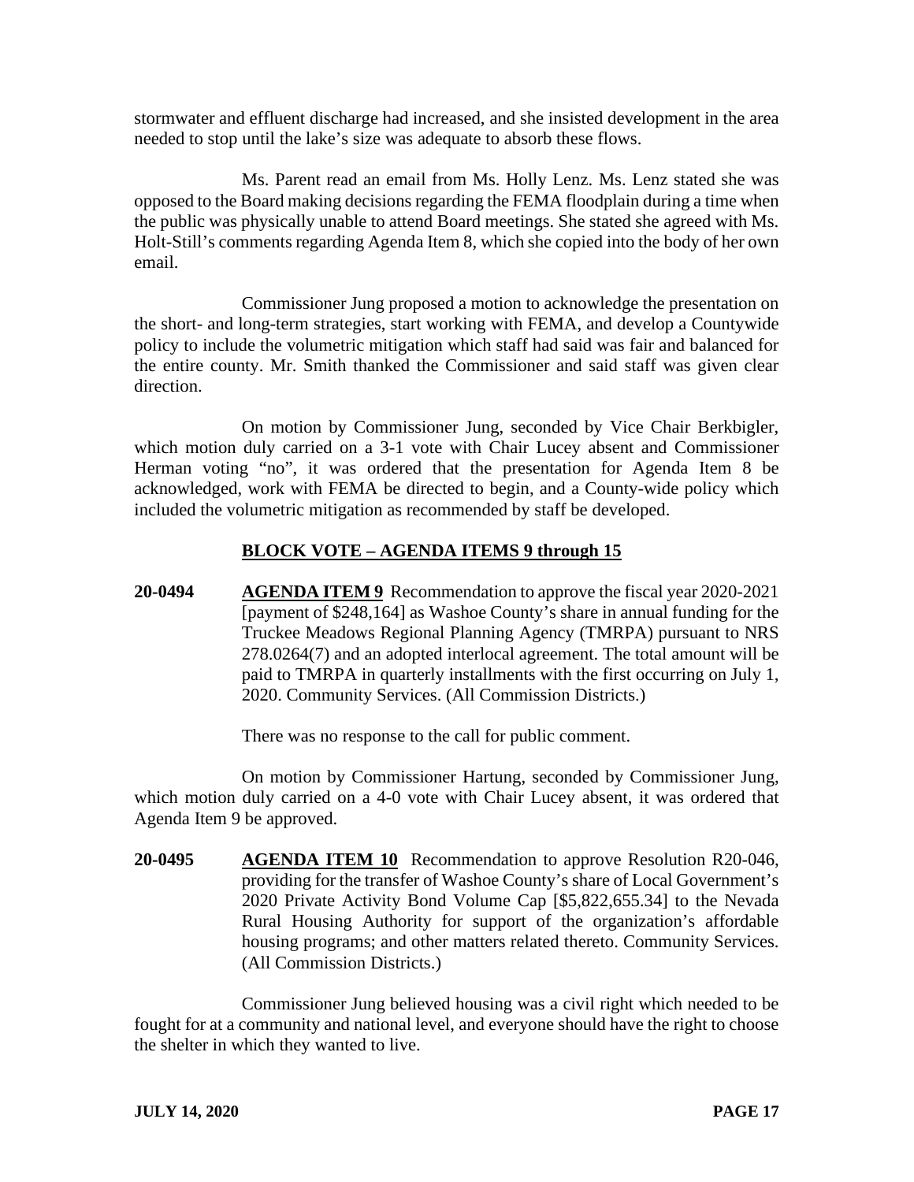stormwater and effluent discharge had increased, and she insisted development in the area needed to stop until the lake's size was adequate to absorb these flows.

Ms. Parent read an email from Ms. Holly Lenz. Ms. Lenz stated she was opposed to the Board making decisions regarding the FEMA floodplain during a time when the public was physically unable to attend Board meetings. She stated she agreed with Ms. Holt-Still's comments regarding Agenda Item 8, which she copied into the body of her own email.

Commissioner Jung proposed a motion to acknowledge the presentation on the short- and long-term strategies, start working with FEMA, and develop a Countywide policy to include the volumetric mitigation which staff had said was fair and balanced for the entire county. Mr. Smith thanked the Commissioner and said staff was given clear direction.

On motion by Commissioner Jung, seconded by Vice Chair Berkbigler, which motion duly carried on a 3-1 vote with Chair Lucey absent and Commissioner Herman voting "no", it was ordered that the presentation for Agenda Item 8 be acknowledged, work with FEMA be directed to begin, and a County-wide policy which included the volumetric mitigation as recommended by staff be developed.

## BLOCK VOTE – AGENDA ITEMS 9 through 15

**20-0494** **AGENDA ITEM 9** Recommendation to approve the fiscal year 2020-2021 [payment of $248,164] as Washoe County's share in annual funding for the Truckee Meadows Regional Planning Agency (TMRPA) pursuant to NRS 278.0264(7) and an adopted interlocal agreement. The total amount will be paid to TMRPA in quarterly installments with the first occurring on July 1, 2020. Community Services. (All Commission Districts.)

There was no response to the call for public comment.

On motion by Commissioner Hartung, seconded by Commissioner Jung, which motion duly carried on a 4-0 vote with Chair Lucey absent, it was ordered that Agenda Item 9 be approved.

**20-0495** **AGENDA ITEM 10** Recommendation to approve Resolution R20-046, providing for the transfer of Washoe County's share of Local Government's 2020 Private Activity Bond Volume Cap [$5,822,655.34] to the Nevada Rural Housing Authority for support of the organization's affordable housing programs; and other matters related thereto. Community Services. (All Commission Districts.)

Commissioner Jung believed housing was a civil right which needed to be fought for at a community and national level, and everyone should have the right to choose the shelter in which they wanted to live.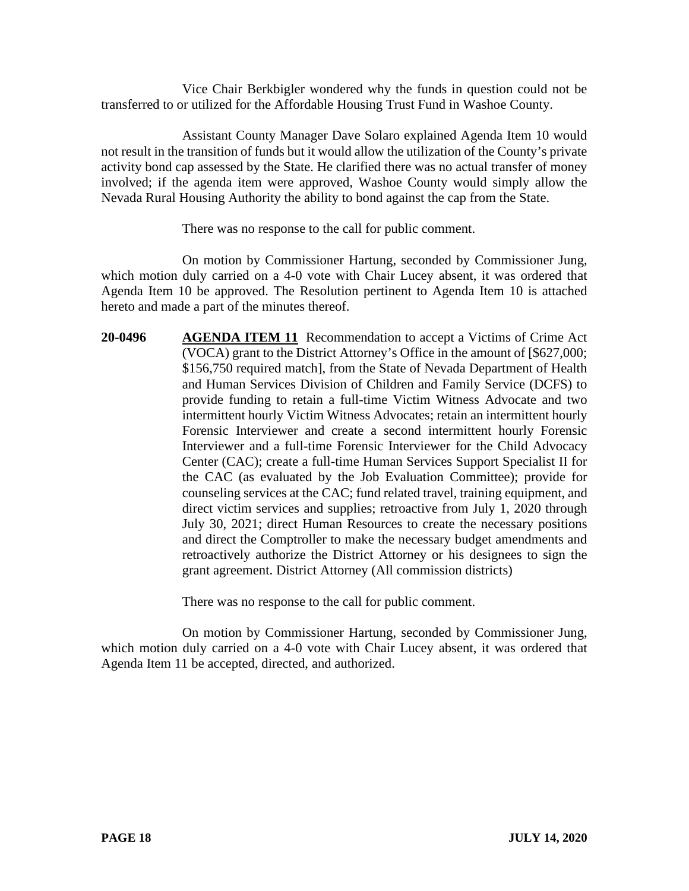Vice Chair Berkbigler wondered why the funds in question could not be transferred to or utilized for the Affordable Housing Trust Fund in Washoe County.

Assistant County Manager Dave Solaro explained Agenda Item 10 would not result in the transition of funds but it would allow the utilization of the County's private activity bond cap assessed by the State. He clarified there was no actual transfer of money involved; if the agenda item were approved, Washoe County would simply allow the Nevada Rural Housing Authority the ability to bond against the cap from the State.

There was no response to the call for public comment.

On motion by Commissioner Hartung, seconded by Commissioner Jung, which motion duly carried on a 4-0 vote with Chair Lucey absent, it was ordered that Agenda Item 10 be approved. The Resolution pertinent to Agenda Item 10 is attached hereto and made a part of the minutes thereof.

**20-0496** **AGENDA ITEM 11** Recommendation to accept a Victims of Crime Act (VOCA) grant to the District Attorney's Office in the amount of [$627,000; $156,750 required match], from the State of Nevada Department of Health and Human Services Division of Children and Family Service (DCFS) to provide funding to retain a full-time Victim Witness Advocate and two intermittent hourly Victim Witness Advocates; retain an intermittent hourly Forensic Interviewer and create a second intermittent hourly Forensic Interviewer and a full-time Forensic Interviewer for the Child Advocacy Center (CAC); create a full-time Human Services Support Specialist II for the CAC (as evaluated by the Job Evaluation Committee); provide for counseling services at the CAC; fund related travel, training equipment, and direct victim services and supplies; retroactive from July 1, 2020 through July 30, 2021; direct Human Resources to create the necessary positions and direct the Comptroller to make the necessary budget amendments and retroactively authorize the District Attorney or his designees to sign the grant agreement. District Attorney (All commission districts)

There was no response to the call for public comment.

On motion by Commissioner Hartung, seconded by Commissioner Jung, which motion duly carried on a 4-0 vote with Chair Lucey absent, it was ordered that Agenda Item 11 be accepted, directed, and authorized.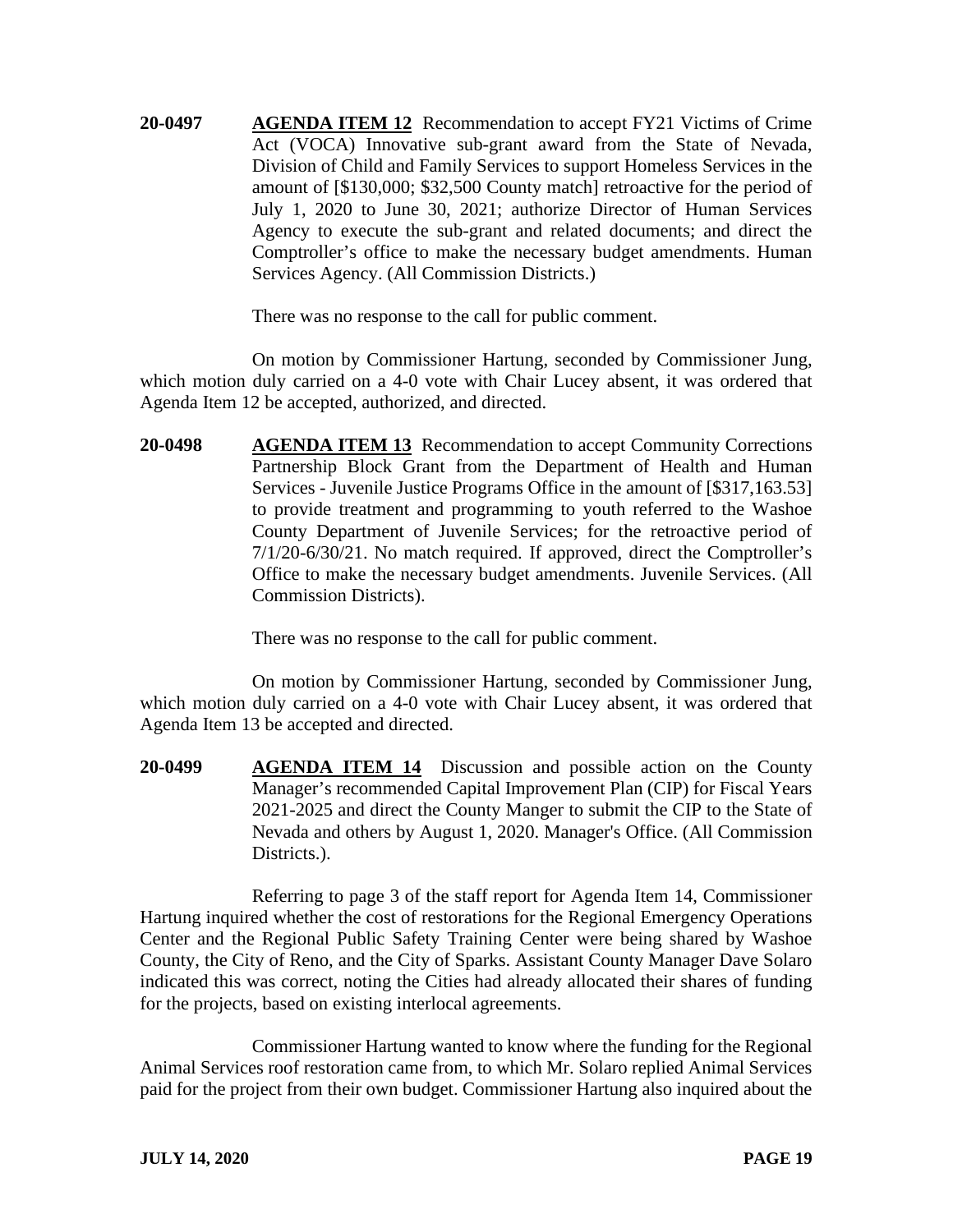**20-0497** **AGENDA ITEM 12** Recommendation to accept FY21 Victims of Crime Act (VOCA) Innovative sub-grant award from the State of Nevada, Division of Child and Family Services to support Homeless Services in the amount of [$130,000; $32,500 County match] retroactive for the period of July 1, 2020 to June 30, 2021; authorize Director of Human Services Agency to execute the sub-grant and related documents; and direct the Comptroller's office to make the necessary budget amendments. Human Services Agency. (All Commission Districts.)

There was no response to the call for public comment.

On motion by Commissioner Hartung, seconded by Commissioner Jung, which motion duly carried on a 4-0 vote with Chair Lucey absent, it was ordered that Agenda Item 12 be accepted, authorized, and directed.

**20-0498** **AGENDA ITEM 13** Recommendation to accept Community Corrections Partnership Block Grant from the Department of Health and Human Services - Juvenile Justice Programs Office in the amount of [$317,163.53] to provide treatment and programming to youth referred to the Washoe County Department of Juvenile Services; for the retroactive period of 7/1/20-6/30/21. No match required. If approved, direct the Comptroller's Office to make the necessary budget amendments. Juvenile Services. (All Commission Districts).

There was no response to the call for public comment.

On motion by Commissioner Hartung, seconded by Commissioner Jung, which motion duly carried on a 4-0 vote with Chair Lucey absent, it was ordered that Agenda Item 13 be accepted and directed.

**20-0499** **AGENDA ITEM 14** Discussion and possible action on the County Manager's recommended Capital Improvement Plan (CIP) for Fiscal Years 2021-2025 and direct the County Manger to submit the CIP to the State of Nevada and others by August 1, 2020. Manager's Office. (All Commission Districts.).

Referring to page 3 of the staff report for Agenda Item 14, Commissioner Hartung inquired whether the cost of restorations for the Regional Emergency Operations Center and the Regional Public Safety Training Center were being shared by Washoe County, the City of Reno, and the City of Sparks. Assistant County Manager Dave Solaro indicated this was correct, noting the Cities had already allocated their shares of funding for the projects, based on existing interlocal agreements.

Commissioner Hartung wanted to know where the funding for the Regional Animal Services roof restoration came from, to which Mr. Solaro replied Animal Services paid for the project from their own budget. Commissioner Hartung also inquired about the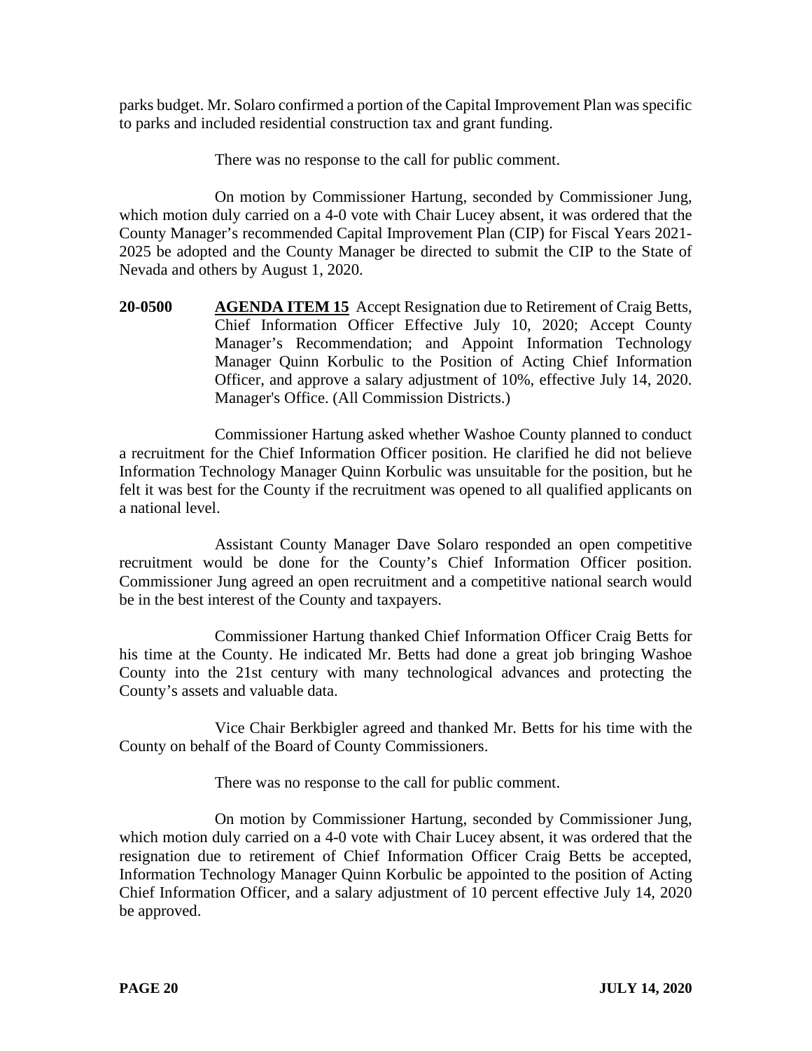parks budget. Mr. Solaro confirmed a portion of the Capital Improvement Plan was specific to parks and included residential construction tax and grant funding.

There was no response to the call for public comment.

On motion by Commissioner Hartung, seconded by Commissioner Jung, which motion duly carried on a 4-0 vote with Chair Lucey absent, it was ordered that the County Manager's recommended Capital Improvement Plan (CIP) for Fiscal Years 2021-2025 be adopted and the County Manager be directed to submit the CIP to the State of Nevada and others by August 1, 2020.

**20-0500** **AGENDA ITEM 15** Accept Resignation due to Retirement of Craig Betts, Chief Information Officer Effective July 10, 2020; Accept County Manager's Recommendation; and Appoint Information Technology Manager Quinn Korbulic to the Position of Acting Chief Information Officer, and approve a salary adjustment of 10%, effective July 14, 2020. Manager's Office. (All Commission Districts.)

Commissioner Hartung asked whether Washoe County planned to conduct a recruitment for the Chief Information Officer position. He clarified he did not believe Information Technology Manager Quinn Korbulic was unsuitable for the position, but he felt it was best for the County if the recruitment was opened to all qualified applicants on a national level.

Assistant County Manager Dave Solaro responded an open competitive recruitment would be done for the County's Chief Information Officer position. Commissioner Jung agreed an open recruitment and a competitive national search would be in the best interest of the County and taxpayers.

Commissioner Hartung thanked Chief Information Officer Craig Betts for his time at the County. He indicated Mr. Betts had done a great job bringing Washoe County into the 21st century with many technological advances and protecting the County's assets and valuable data.

Vice Chair Berkbigler agreed and thanked Mr. Betts for his time with the County on behalf of the Board of County Commissioners.

There was no response to the call for public comment.

On motion by Commissioner Hartung, seconded by Commissioner Jung, which motion duly carried on a 4-0 vote with Chair Lucey absent, it was ordered that the resignation due to retirement of Chief Information Officer Craig Betts be accepted, Information Technology Manager Quinn Korbulic be appointed to the position of Acting Chief Information Officer, and a salary adjustment of 10 percent effective July 14, 2020 be approved.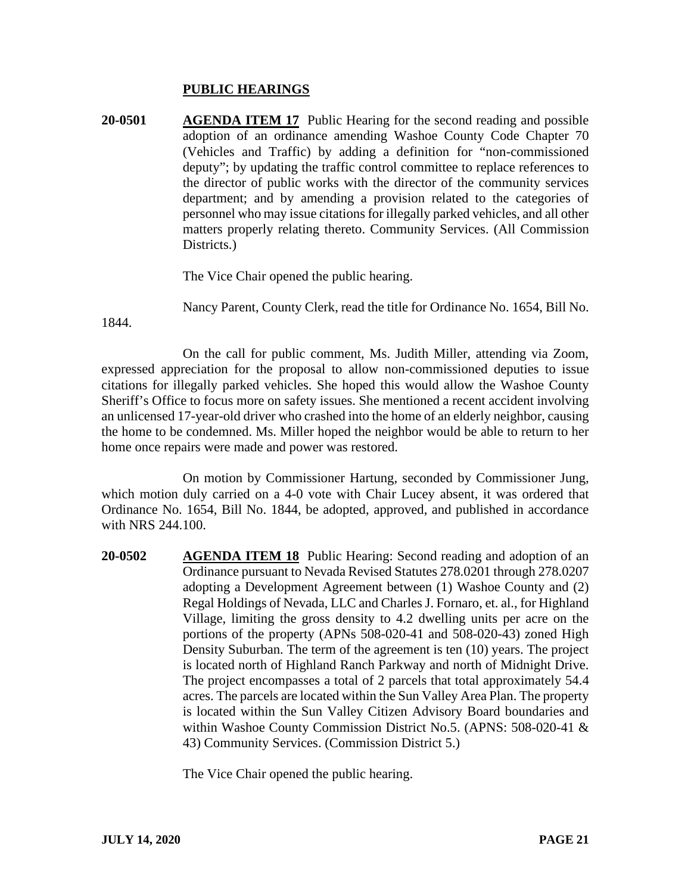## PUBLIC HEARINGS

**20-0501** **AGENDA ITEM 17** Public Hearing for the second reading and possible adoption of an ordinance amending Washoe County Code Chapter 70 (Vehicles and Traffic) by adding a definition for "non-commissioned deputy"; by updating the traffic control committee to replace references to the director of public works with the director of the community services department; and by amending a provision related to the categories of personnel who may issue citations for illegally parked vehicles, and all other matters properly relating thereto. Community Services. (All Commission Districts.)

The Vice Chair opened the public hearing.

Nancy Parent, County Clerk, read the title for Ordinance No. 1654, Bill No. 1844.

On the call for public comment, Ms. Judith Miller, attending via Zoom, expressed appreciation for the proposal to allow non-commissioned deputies to issue citations for illegally parked vehicles. She hoped this would allow the Washoe County Sheriff's Office to focus more on safety issues. She mentioned a recent accident involving an unlicensed 17-year-old driver who crashed into the home of an elderly neighbor, causing the home to be condemned. Ms. Miller hoped the neighbor would be able to return to her home once repairs were made and power was restored.

On motion by Commissioner Hartung, seconded by Commissioner Jung, which motion duly carried on a 4-0 vote with Chair Lucey absent, it was ordered that Ordinance No. 1654, Bill No. 1844, be adopted, approved, and published in accordance with NRS 244.100.

**20-0502** **AGENDA ITEM 18** Public Hearing: Second reading and adoption of an Ordinance pursuant to Nevada Revised Statutes 278.0201 through 278.0207 adopting a Development Agreement between (1) Washoe County and (2) Regal Holdings of Nevada, LLC and Charles J. Fornaro, et. al., for Highland Village, limiting the gross density to 4.2 dwelling units per acre on the portions of the property (APNs 508-020-41 and 508-020-43) zoned High Density Suburban. The term of the agreement is ten (10) years. The project is located north of Highland Ranch Parkway and north of Midnight Drive. The project encompasses a total of 2 parcels that total approximately 54.4 acres. The parcels are located within the Sun Valley Area Plan. The property is located within the Sun Valley Citizen Advisory Board boundaries and within Washoe County Commission District No.5. (APNS: 508-020-41 & 43) Community Services. (Commission District 5.)

The Vice Chair opened the public hearing.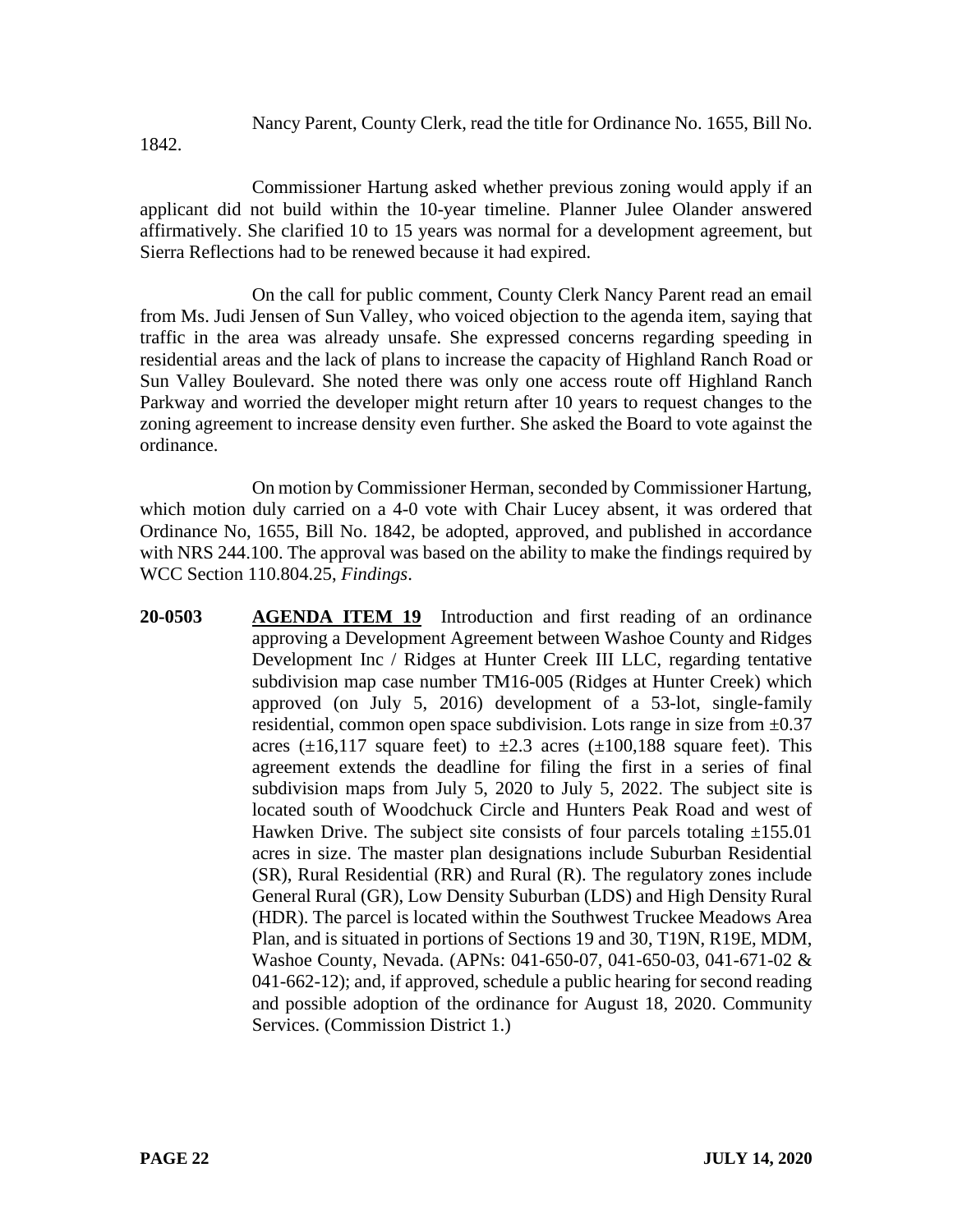Nancy Parent, County Clerk, read the title for Ordinance No. 1655, Bill No. 1842.

Commissioner Hartung asked whether previous zoning would apply if an applicant did not build within the 10-year timeline. Planner Julee Olander answered affirmatively. She clarified 10 to 15 years was normal for a development agreement, but Sierra Reflections had to be renewed because it had expired.

On the call for public comment, County Clerk Nancy Parent read an email from Ms. Judi Jensen of Sun Valley, who voiced objection to the agenda item, saying that traffic in the area was already unsafe. She expressed concerns regarding speeding in residential areas and the lack of plans to increase the capacity of Highland Ranch Road or Sun Valley Boulevard. She noted there was only one access route off Highland Ranch Parkway and worried the developer might return after 10 years to request changes to the zoning agreement to increase density even further. She asked the Board to vote against the ordinance.

On motion by Commissioner Herman, seconded by Commissioner Hartung, which motion duly carried on a 4-0 vote with Chair Lucey absent, it was ordered that Ordinance No, 1655, Bill No. 1842, be adopted, approved, and published in accordance with NRS 244.100. The approval was based on the ability to make the findings required by WCC Section 110.804.25, *Findings*.

**20-0503** **AGENDA ITEM 19** Introduction and first reading of an ordinance approving a Development Agreement between Washoe County and Ridges Development Inc / Ridges at Hunter Creek III LLC, regarding tentative subdivision map case number TM16-005 (Ridges at Hunter Creek) which approved (on July 5, 2016) development of a 53-lot, single-family residential, common open space subdivision. Lots range in size from ±0.37 acres (±16,117 square feet) to ±2.3 acres (±100,188 square feet). This agreement extends the deadline for filing the first in a series of final subdivision maps from July 5, 2020 to July 5, 2022. The subject site is located south of Woodchuck Circle and Hunters Peak Road and west of Hawken Drive. The subject site consists of four parcels totaling ±155.01 acres in size. The master plan designations include Suburban Residential (SR), Rural Residential (RR) and Rural (R). The regulatory zones include General Rural (GR), Low Density Suburban (LDS) and High Density Rural (HDR). The parcel is located within the Southwest Truckee Meadows Area Plan, and is situated in portions of Sections 19 and 30, T19N, R19E, MDM, Washoe County, Nevada. (APNs: 041-650-07, 041-650-03, 041-671-02 & 041-662-12); and, if approved, schedule a public hearing for second reading and possible adoption of the ordinance for August 18, 2020. Community Services. (Commission District 1.)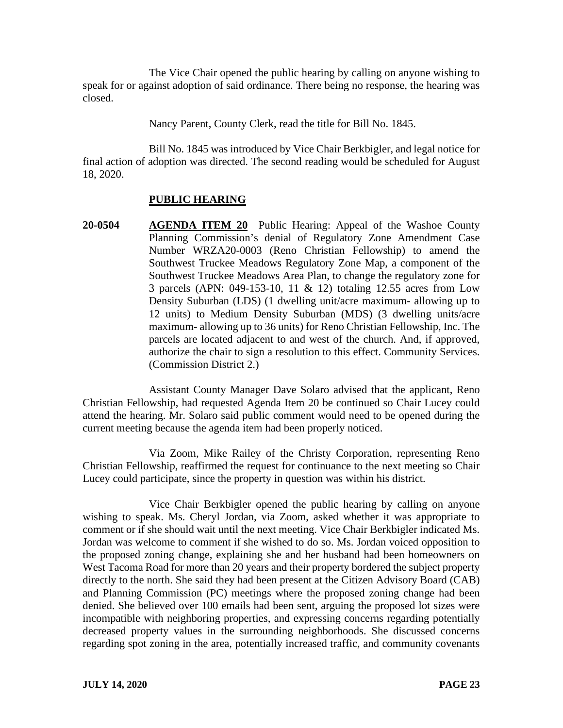The Vice Chair opened the public hearing by calling on anyone wishing to speak for or against adoption of said ordinance. There being no response, the hearing was closed.

Nancy Parent, County Clerk, read the title for Bill No. 1845.

Bill No. 1845 was introduced by Vice Chair Berkbigler, and legal notice for final action of adoption was directed. The second reading would be scheduled for August 18, 2020.

## PUBLIC HEARING

**20-0504** **AGENDA ITEM 20** Public Hearing: Appeal of the Washoe County Planning Commission's denial of Regulatory Zone Amendment Case Number WRZA20-0003 (Reno Christian Fellowship) to amend the Southwest Truckee Meadows Regulatory Zone Map, a component of the Southwest Truckee Meadows Area Plan, to change the regulatory zone for 3 parcels (APN: 049-153-10, 11 & 12) totaling 12.55 acres from Low Density Suburban (LDS) (1 dwelling unit/acre maximum- allowing up to 12 units) to Medium Density Suburban (MDS) (3 dwelling units/acre maximum- allowing up to 36 units) for Reno Christian Fellowship, Inc. The parcels are located adjacent to and west of the church. And, if approved, authorize the chair to sign a resolution to this effect. Community Services. (Commission District 2.)

Assistant County Manager Dave Solaro advised that the applicant, Reno Christian Fellowship, had requested Agenda Item 20 be continued so Chair Lucey could attend the hearing. Mr. Solaro said public comment would need to be opened during the current meeting because the agenda item had been properly noticed.

Via Zoom, Mike Railey of the Christy Corporation, representing Reno Christian Fellowship, reaffirmed the request for continuance to the next meeting so Chair Lucey could participate, since the property in question was within his district.

Vice Chair Berkbigler opened the public hearing by calling on anyone wishing to speak. Ms. Cheryl Jordan, via Zoom, asked whether it was appropriate to comment or if she should wait until the next meeting. Vice Chair Berkbigler indicated Ms. Jordan was welcome to comment if she wished to do so. Ms. Jordan voiced opposition to the proposed zoning change, explaining she and her husband had been homeowners on West Tacoma Road for more than 20 years and their property bordered the subject property directly to the north. She said they had been present at the Citizen Advisory Board (CAB) and Planning Commission (PC) meetings where the proposed zoning change had been denied. She believed over 100 emails had been sent, arguing the proposed lot sizes were incompatible with neighboring properties, and expressing concerns regarding potentially decreased property values in the surrounding neighborhoods. She discussed concerns regarding spot zoning in the area, potentially increased traffic, and community covenants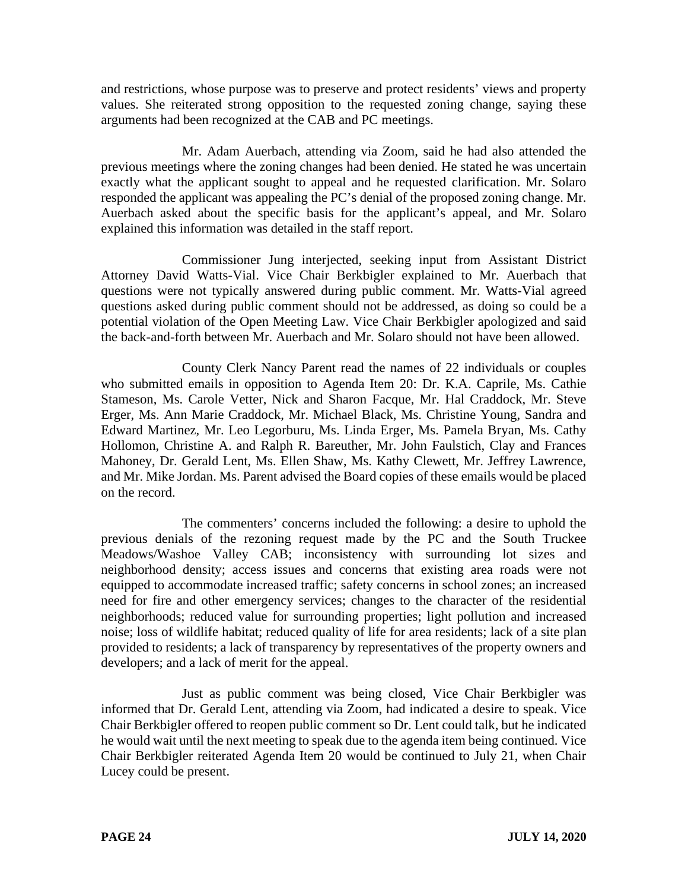and restrictions, whose purpose was to preserve and protect residents' views and property values. She reiterated strong opposition to the requested zoning change, saying these arguments had been recognized at the CAB and PC meetings.

Mr. Adam Auerbach, attending via Zoom, said he had also attended the previous meetings where the zoning changes had been denied. He stated he was uncertain exactly what the applicant sought to appeal and he requested clarification. Mr. Solaro responded the applicant was appealing the PC's denial of the proposed zoning change. Mr. Auerbach asked about the specific basis for the applicant's appeal, and Mr. Solaro explained this information was detailed in the staff report.

Commissioner Jung interjected, seeking input from Assistant District Attorney David Watts-Vial. Vice Chair Berkbigler explained to Mr. Auerbach that questions were not typically answered during public comment. Mr. Watts-Vial agreed questions asked during public comment should not be addressed, as doing so could be a potential violation of the Open Meeting Law. Vice Chair Berkbigler apologized and said the back-and-forth between Mr. Auerbach and Mr. Solaro should not have been allowed.

County Clerk Nancy Parent read the names of 22 individuals or couples who submitted emails in opposition to Agenda Item 20: Dr. K.A. Caprile, Ms. Cathie Stameson, Ms. Carole Vetter, Nick and Sharon Facque, Mr. Hal Craddock, Mr. Steve Erger, Ms. Ann Marie Craddock, Mr. Michael Black, Ms. Christine Young, Sandra and Edward Martinez, Mr. Leo Legorburu, Ms. Linda Erger, Ms. Pamela Bryan, Ms. Cathy Hollomon, Christine A. and Ralph R. Bareuther, Mr. John Faulstich, Clay and Frances Mahoney, Dr. Gerald Lent, Ms. Ellen Shaw, Ms. Kathy Clewett, Mr. Jeffrey Lawrence, and Mr. Mike Jordan. Ms. Parent advised the Board copies of these emails would be placed on the record.

The commenters' concerns included the following: a desire to uphold the previous denials of the rezoning request made by the PC and the South Truckee Meadows/Washoe Valley CAB; inconsistency with surrounding lot sizes and neighborhood density; access issues and concerns that existing area roads were not equipped to accommodate increased traffic; safety concerns in school zones; an increased need for fire and other emergency services; changes to the character of the residential neighborhoods; reduced value for surrounding properties; light pollution and increased noise; loss of wildlife habitat; reduced quality of life for area residents; lack of a site plan provided to residents; a lack of transparency by representatives of the property owners and developers; and a lack of merit for the appeal.

Just as public comment was being closed, Vice Chair Berkbigler was informed that Dr. Gerald Lent, attending via Zoom, had indicated a desire to speak. Vice Chair Berkbigler offered to reopen public comment so Dr. Lent could talk, but he indicated he would wait until the next meeting to speak due to the agenda item being continued. Vice Chair Berkbigler reiterated Agenda Item 20 would be continued to July 21, when Chair Lucey could be present.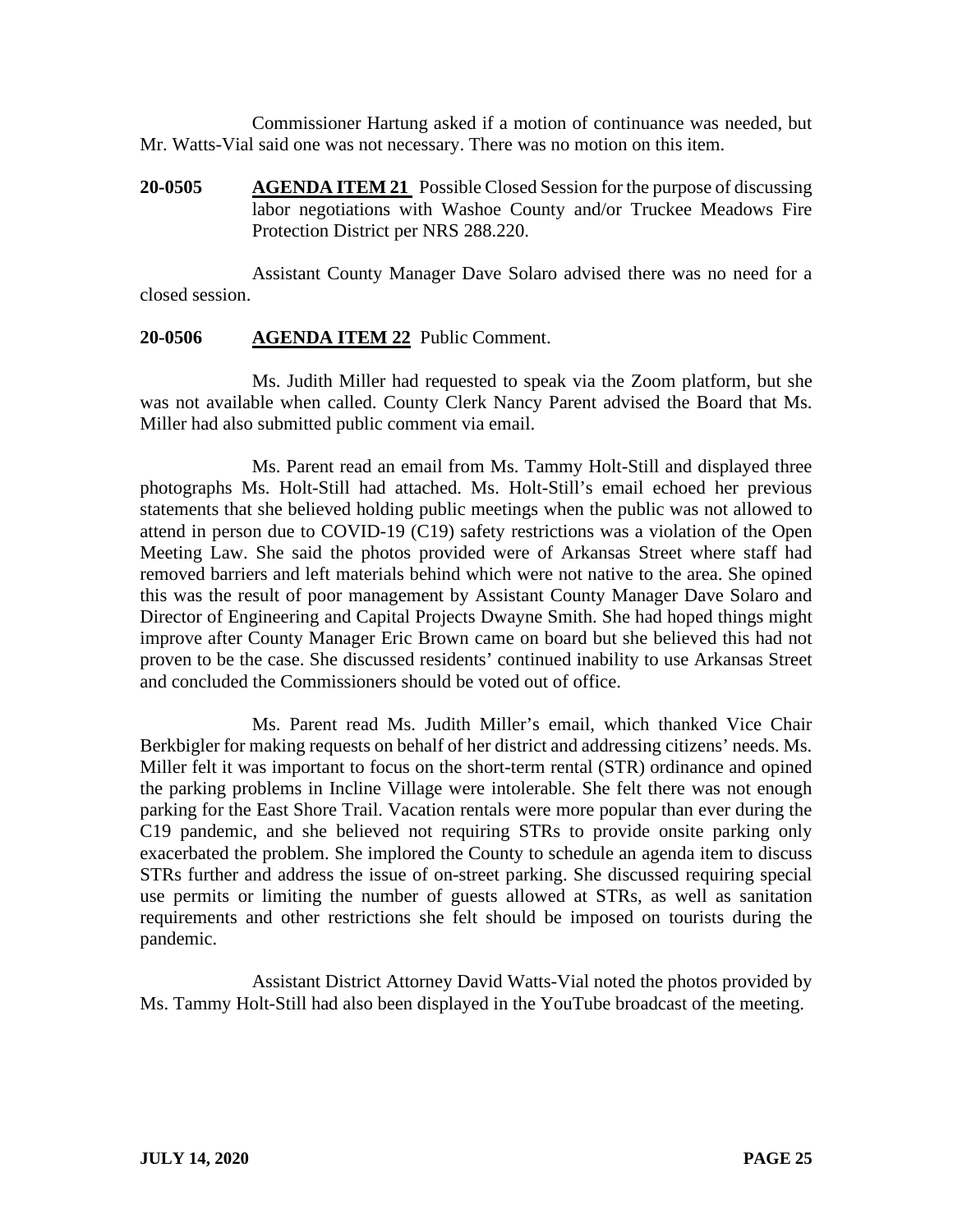Commissioner Hartung asked if a motion of continuance was needed, but Mr. Watts-Vial said one was not necessary. There was no motion on this item.

**20-0505** **AGENDA ITEM 21** Possible Closed Session for the purpose of discussing labor negotiations with Washoe County and/or Truckee Meadows Fire Protection District per NRS 288.220.

Assistant County Manager Dave Solaro advised there was no need for a closed session.

**20-0506** **AGENDA ITEM 22** Public Comment.

Ms. Judith Miller had requested to speak via the Zoom platform, but she was not available when called. County Clerk Nancy Parent advised the Board that Ms. Miller had also submitted public comment via email.

Ms. Parent read an email from Ms. Tammy Holt-Still and displayed three photographs Ms. Holt-Still had attached. Ms. Holt-Still's email echoed her previous statements that she believed holding public meetings when the public was not allowed to attend in person due to COVID-19 (C19) safety restrictions was a violation of the Open Meeting Law. She said the photos provided were of Arkansas Street where staff had removed barriers and left materials behind which were not native to the area. She opined this was the result of poor management by Assistant County Manager Dave Solaro and Director of Engineering and Capital Projects Dwayne Smith. She had hoped things might improve after County Manager Eric Brown came on board but she believed this had not proven to be the case. She discussed residents' continued inability to use Arkansas Street and concluded the Commissioners should be voted out of office.

Ms. Parent read Ms. Judith Miller's email, which thanked Vice Chair Berkbigler for making requests on behalf of her district and addressing citizens' needs. Ms. Miller felt it was important to focus on the short-term rental (STR) ordinance and opined the parking problems in Incline Village were intolerable. She felt there was not enough parking for the East Shore Trail. Vacation rentals were more popular than ever during the C19 pandemic, and she believed not requiring STRs to provide onsite parking only exacerbated the problem. She implored the County to schedule an agenda item to discuss STRs further and address the issue of on-street parking. She discussed requiring special use permits or limiting the number of guests allowed at STRs, as well as sanitation requirements and other restrictions she felt should be imposed on tourists during the pandemic.

Assistant District Attorney David Watts-Vial noted the photos provided by Ms. Tammy Holt-Still had also been displayed in the YouTube broadcast of the meeting.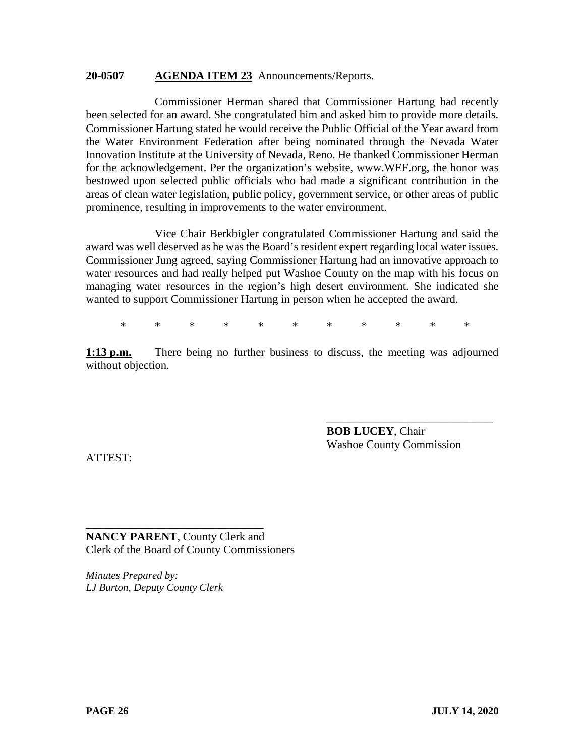**20-0507** **AGENDA ITEM 23** Announcements/Reports.

Commissioner Herman shared that Commissioner Hartung had recently been selected for an award. She congratulated him and asked him to provide more details. Commissioner Hartung stated he would receive the Public Official of the Year award from the Water Environment Federation after being nominated through the Nevada Water Innovation Institute at the University of Nevada, Reno. He thanked Commissioner Herman for the acknowledgement. Per the organization's website, www.WEF.org, the honor was bestowed upon selected public officials who had made a significant contribution in the areas of clean water legislation, public policy, government service, or other areas of public prominence, resulting in improvements to the water environment.

Vice Chair Berkbigler congratulated Commissioner Hartung and said the award was well deserved as he was the Board's resident expert regarding local water issues. Commissioner Jung agreed, saying Commissioner Hartung had an innovative approach to water resources and had really helped put Washoe County on the map with his focus on managing water resources in the region's high desert environment. She indicated she wanted to support Commissioner Hartung in person when he accepted the award.

\* \* \* \* \* \* \* \* \* \* \*

**1:13 p.m.** There being no further business to discuss, the meeting was adjourned without objection.

\_\_\_\_\_\_\_\_\_\_\_\_\_\_\_\_\_\_\_\_\_\_\_\_\_\_\_\_\_\_

**BOB LUCEY**, Chair
Washoe County Commission

ATTEST:

\_\_\_\_\_\_\_\_\_\_\_\_\_\_\_\_\_\_\_\_\_\_\_\_\_\_\_\_\_\_\_\_

**NANCY PARENT**, County Clerk and
Clerk of the Board of County Commissioners

*Minutes Prepared by:*
*LJ Burton, Deputy County Clerk*